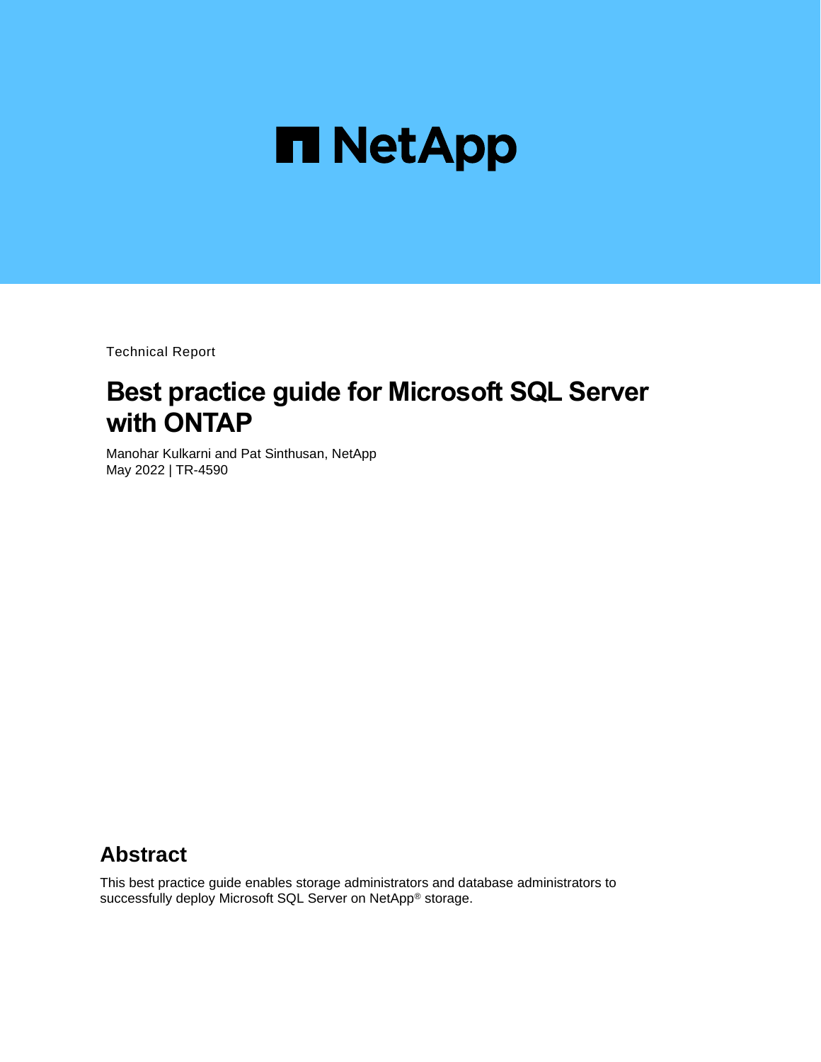NetApp

Technical Report

# Best practice guide for Microsoft SQL Server with ONTAP

Manohar Kulkarni and Pat Sinthusan, NetApp
May 2022 | TR-4590

## Abstract

This best practice guide enables storage administrators and database administrators to successfully deploy Microsoft SQL Server on NetApp® storage.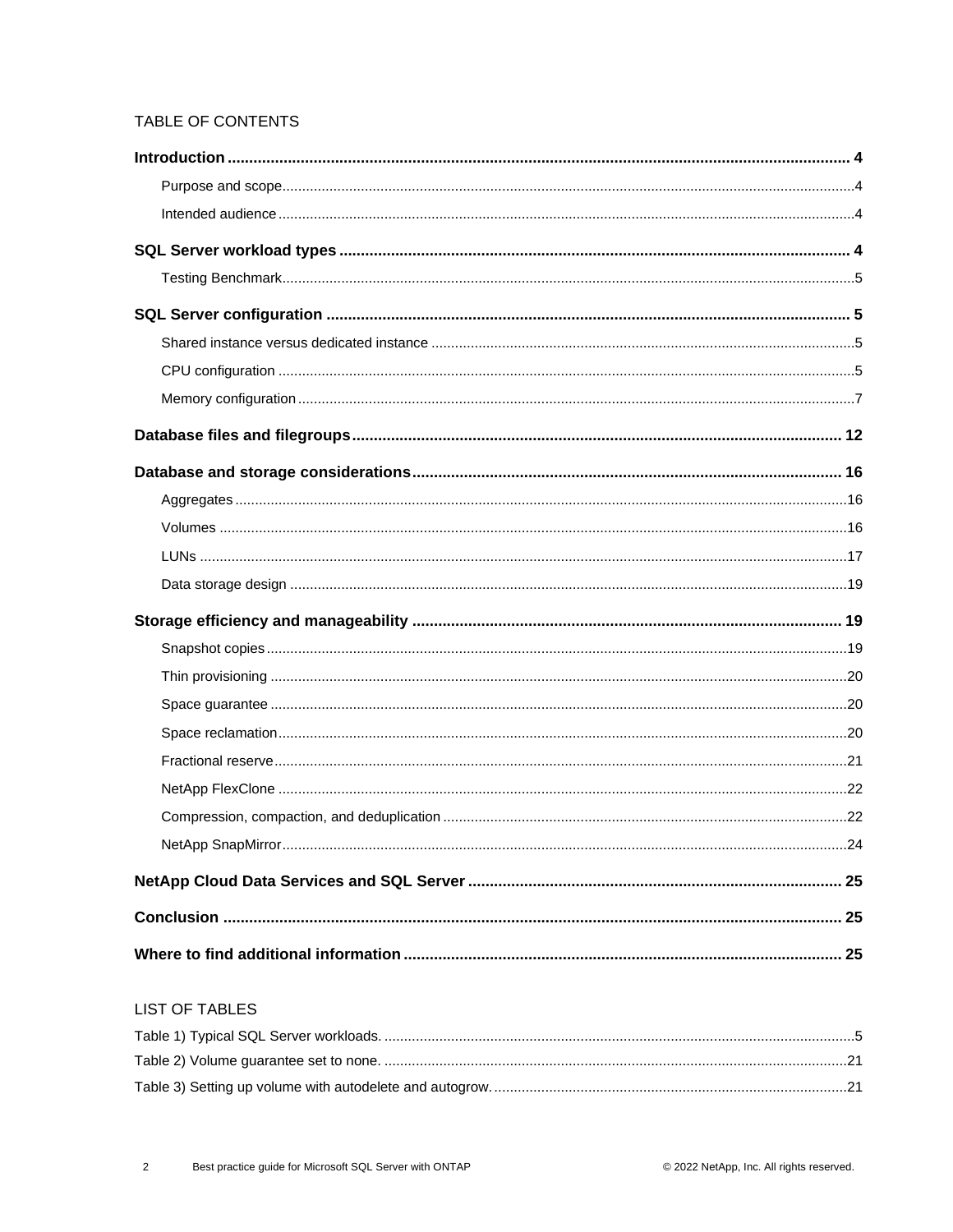TABLE OF CONTENTS

**Introduction** ... 4

- Purpose and scope ... 4
- Intended audience ... 4

**SQL Server workload types** ... 4

- Testing Benchmark ... 5

**SQL Server configuration** ... 5

- Shared instance versus dedicated instance ... 5
- CPU configuration ... 5
- Memory configuration ... 7

**Database files and filegroups** ... 12

**Database and storage considerations** ... 16

- Aggregates ... 16
- Volumes ... 16
- LUNs ... 17
- Data storage design ... 19

**Storage efficiency and manageability** ... 19

- Snapshot copies ... 19
- Thin provisioning ... 20
- Space guarantee ... 20
- Space reclamation ... 20
- Fractional reserve ... 21
- NetApp FlexClone ... 22
- Compression, compaction, and deduplication ... 22
- NetApp SnapMirror ... 24

**NetApp Cloud Data Services and SQL Server** ... 25

**Conclusion** ... 25

**Where to find additional information** ... 25

LIST OF TABLES

Table 1) Typical SQL Server workloads. ... 5

Table 2) Volume guarantee set to none. ... 21

Table 3) Setting up volume with autodelete and autogrow. ... 21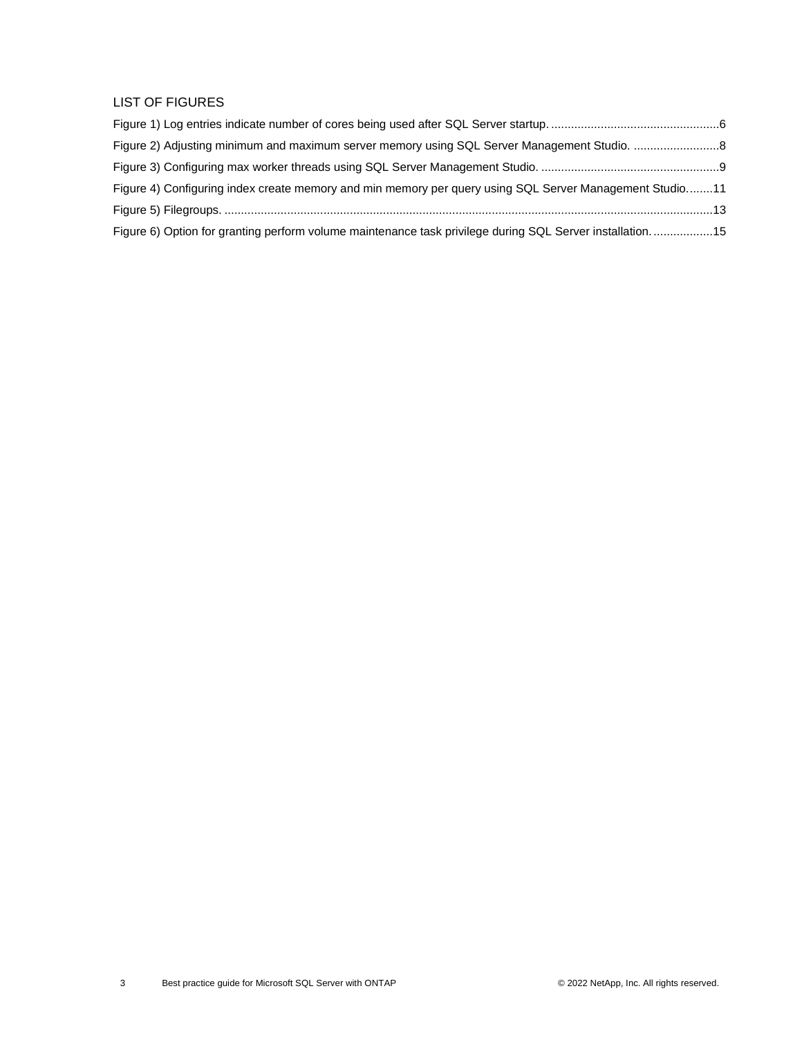## LIST OF FIGURES

Figure 1) Log entries indicate number of cores being used after SQL Server startup. ....................6

Figure 2) Adjusting minimum and maximum server memory using SQL Server Management Studio. ....................8

Figure 3) Configuring max worker threads using SQL Server Management Studio. ....................9

Figure 4) Configuring index create memory and min memory per query using SQL Server Management Studio. ........11

Figure 5) Filegroups. ....................13

Figure 6) Option for granting perform volume maintenance task privilege during SQL Server installation. ....................15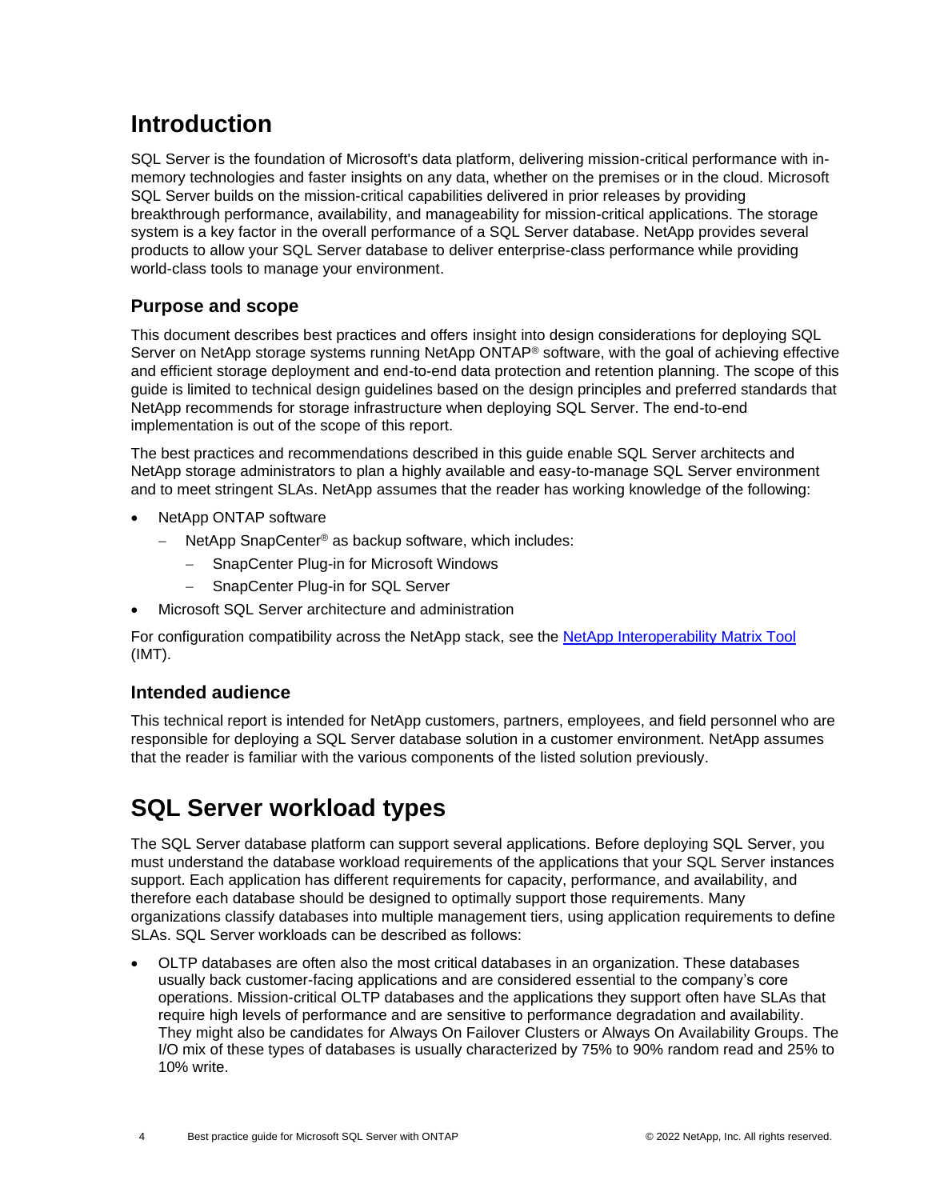# Introduction

SQL Server is the foundation of Microsoft's data platform, delivering mission-critical performance with in-memory technologies and faster insights on any data, whether on the premises or in the cloud. Microsoft SQL Server builds on the mission-critical capabilities delivered in prior releases by providing breakthrough performance, availability, and manageability for mission-critical applications. The storage system is a key factor in the overall performance of a SQL Server database. NetApp provides several products to allow your SQL Server database to deliver enterprise-class performance while providing world-class tools to manage your environment.

## Purpose and scope

This document describes best practices and offers insight into design considerations for deploying SQL Server on NetApp storage systems running NetApp ONTAP® software, with the goal of achieving effective and efficient storage deployment and end-to-end data protection and retention planning. The scope of this guide is limited to technical design guidelines based on the design principles and preferred standards that NetApp recommends for storage infrastructure when deploying SQL Server. The end-to-end implementation is out of the scope of this report.

The best practices and recommendations described in this guide enable SQL Server architects and NetApp storage administrators to plan a highly available and easy-to-manage SQL Server environment and to meet stringent SLAs. NetApp assumes that the reader has working knowledge of the following:

- NetApp ONTAP software
  - NetApp SnapCenter® as backup software, which includes:
    - SnapCenter Plug-in for Microsoft Windows
    - SnapCenter Plug-in for SQL Server
- Microsoft SQL Server architecture and administration

For configuration compatibility across the NetApp stack, see the [NetApp Interoperability Matrix Tool](#) (IMT).

## Intended audience

This technical report is intended for NetApp customers, partners, employees, and field personnel who are responsible for deploying a SQL Server database solution in a customer environment. NetApp assumes that the reader is familiar with the various components of the listed solution previously.

# SQL Server workload types

The SQL Server database platform can support several applications. Before deploying SQL Server, you must understand the database workload requirements of the applications that your SQL Server instances support. Each application has different requirements for capacity, performance, and availability, and therefore each database should be designed to optimally support those requirements. Many organizations classify databases into multiple management tiers, using application requirements to define SLAs. SQL Server workloads can be described as follows:

- OLTP databases are often also the most critical databases in an organization. These databases usually back customer-facing applications and are considered essential to the company's core operations. Mission-critical OLTP databases and the applications they support often have SLAs that require high levels of performance and are sensitive to performance degradation and availability. They might also be candidates for Always On Failover Clusters or Always On Availability Groups. The I/O mix of these types of databases is usually characterized by 75% to 90% random read and 25% to 10% write.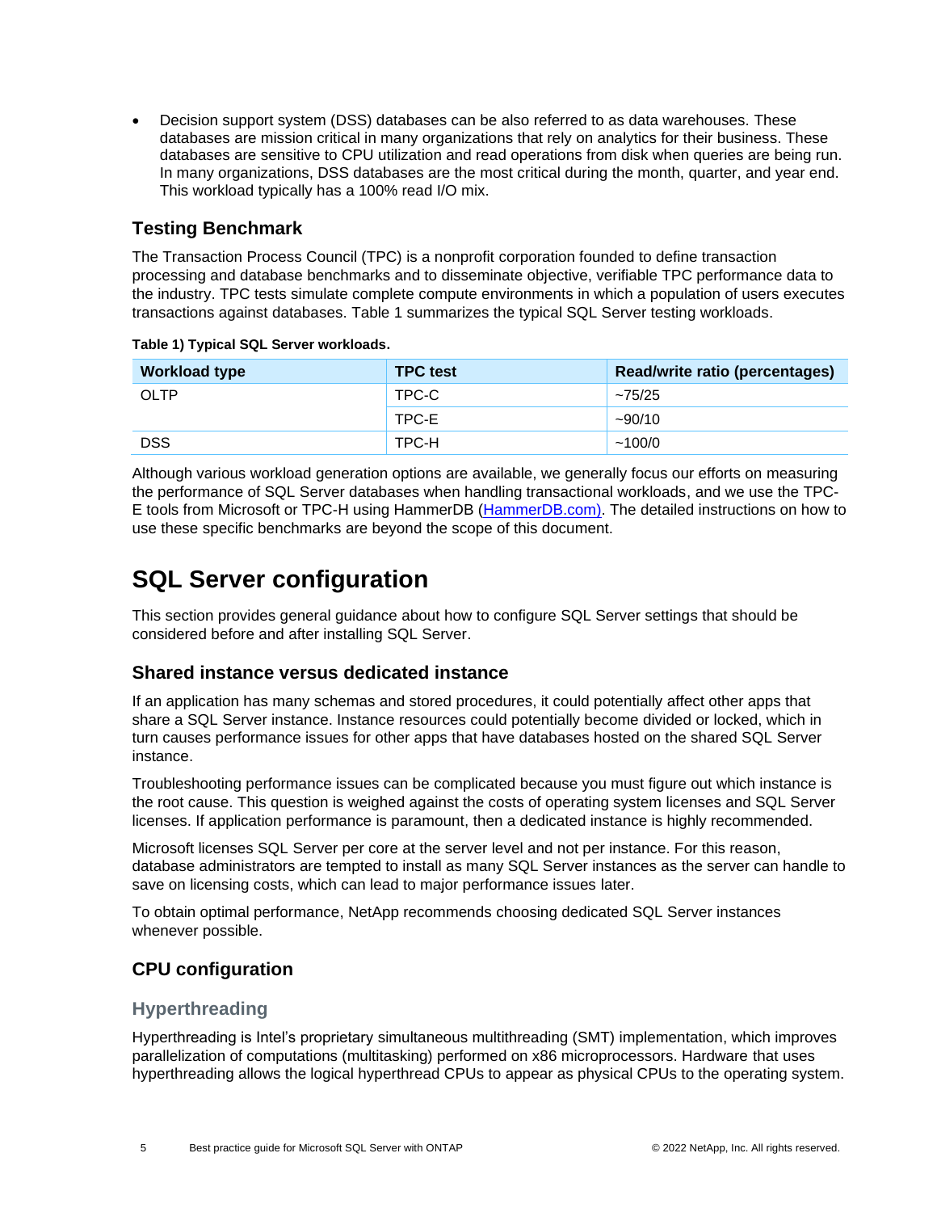- Decision support system (DSS) databases can be also referred to as data warehouses. These databases are mission critical in many organizations that rely on analytics for their business. These databases are sensitive to CPU utilization and read operations from disk when queries are being run. In many organizations, DSS databases are the most critical during the month, quarter, and year end. This workload typically has a 100% read I/O mix.

### Testing Benchmark

The Transaction Process Council (TPC) is a nonprofit corporation founded to define transaction processing and database benchmarks and to disseminate objective, verifiable TPC performance data to the industry. TPC tests simulate complete compute environments in which a population of users executes transactions against databases. Table 1 summarizes the typical SQL Server testing workloads.

**Table 1) Typical SQL Server workloads.**

| Workload type | TPC test | Read/write ratio (percentages) |
| --- | --- | --- |
| OLTP | TPC-C | ~75/25 |
| | TPC-E | ~90/10 |
| DSS | TPC-H | ~100/0 |

Although various workload generation options are available, we generally focus our efforts on measuring the performance of SQL Server databases when handling transactional workloads, and we use the TPC-E tools from Microsoft or TPC-H using HammerDB (HammerDB.com). The detailed instructions on how to use these specific benchmarks are beyond the scope of this document.

## SQL Server configuration

This section provides general guidance about how to configure SQL Server settings that should be considered before and after installing SQL Server.

### Shared instance versus dedicated instance

If an application has many schemas and stored procedures, it could potentially affect other apps that share a SQL Server instance. Instance resources could potentially become divided or locked, which in turn causes performance issues for other apps that have databases hosted on the shared SQL Server instance.

Troubleshooting performance issues can be complicated because you must figure out which instance is the root cause. This question is weighed against the costs of operating system licenses and SQL Server licenses. If application performance is paramount, then a dedicated instance is highly recommended.

Microsoft licenses SQL Server per core at the server level and not per instance. For this reason, database administrators are tempted to install as many SQL Server instances as the server can handle to save on licensing costs, which can lead to major performance issues later.

To obtain optimal performance, NetApp recommends choosing dedicated SQL Server instances whenever possible.

### CPU configuration

#### Hyperthreading

Hyperthreading is Intel's proprietary simultaneous multithreading (SMT) implementation, which improves parallelization of computations (multitasking) performed on x86 microprocessors. Hardware that uses hyperthreading allows the logical hyperthread CPUs to appear as physical CPUs to the operating system.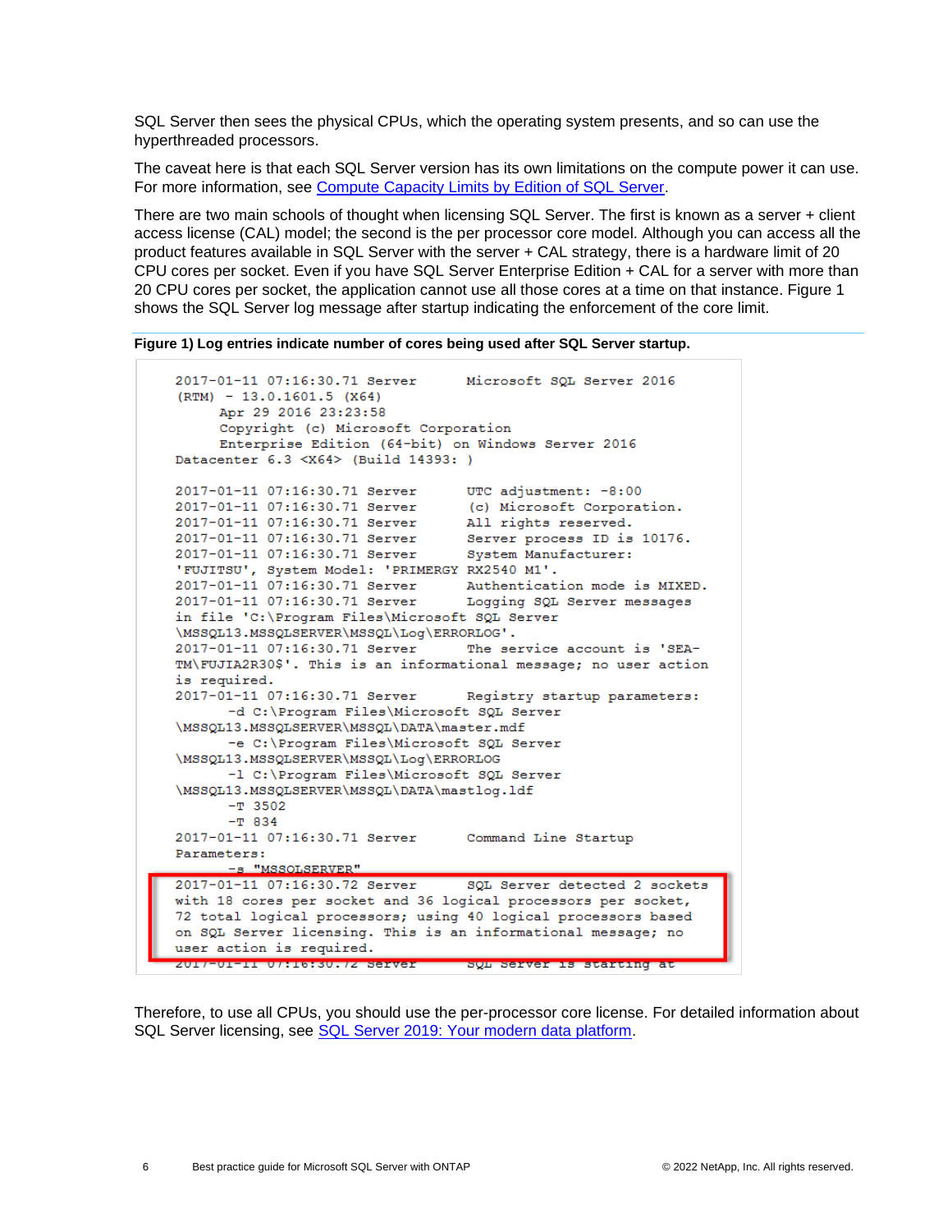SQL Server then sees the physical CPUs, which the operating system presents, and so can use the hyperthreaded processors.

The caveat here is that each SQL Server version has its own limitations on the compute power it can use. For more information, see Compute Capacity Limits by Edition of SQL Server.

There are two main schools of thought when licensing SQL Server. The first is known as a server + client access license (CAL) model; the second is the per processor core model. Although you can access all the product features available in SQL Server with the server + CAL strategy, there is a hardware limit of 20 CPU cores per socket. Even if you have SQL Server Enterprise Edition + CAL for a server with more than 20 CPU cores per socket, the application cannot use all those cores at a time on that instance. Figure 1 shows the SQL Server log message after startup indicating the enforcement of the core limit.

**Figure 1) Log entries indicate number of cores being used after SQL Server startup.**

```
2017-01-11 07:16:30.71 Server      Microsoft SQL Server 2016
(RTM) - 13.0.1601.5 (X64)
      Apr 29 2016 23:23:58
      Copyright (c) Microsoft Corporation
      Enterprise Edition (64-bit) on Windows Server 2016
Datacenter 6.3 <X64> (Build 14393: )

2017-01-11 07:16:30.71 Server      UTC adjustment: -8:00
2017-01-11 07:16:30.71 Server      (c) Microsoft Corporation.
2017-01-11 07:16:30.71 Server      All rights reserved.
2017-01-11 07:16:30.71 Server      Server process ID is 10176.
2017-01-11 07:16:30.71 Server      System Manufacturer:
'FUJITSU', System Model: 'PRIMERGY RX2540 M1'.
2017-01-11 07:16:30.71 Server      Authentication mode is MIXED.
2017-01-11 07:16:30.71 Server      Logging SQL Server messages
in file 'C:\Program Files\Microsoft SQL Server
\MSSQL13.MSSQLSERVER\MSSQL\Log\ERRORLOG'.
2017-01-11 07:16:30.71 Server      The service account is 'SEA-
TM\FUJIA2R30$'. This is an informational message; no user action
is required.
2017-01-11 07:16:30.71 Server      Registry startup parameters:
       -d C:\Program Files\Microsoft SQL Server
\MSSQL13.MSSQLSERVER\MSSQL\DATA\master.mdf
       -e C:\Program Files\Microsoft SQL Server
\MSSQL13.MSSQLSERVER\MSSQL\Log\ERRORLOG
       -l C:\Program Files\Microsoft SQL Server
\MSSQL13.MSSQLSERVER\MSSQL\DATA\mastlog.ldf
       -T 3502
       -T 834
2017-01-11 07:16:30.71 Server      Command Line Startup
Parameters:
       -s "MSSQLSERVER"
2017-01-11 07:16:30.72 Server      SQL Server detected 2 sockets
with 18 cores per socket and 36 logical processors per socket,
72 total logical processors; using 40 logical processors based
on SQL Server licensing. This is an informational message; no
user action is required.
2017-01-11 07:16:30.72 Server      SQL Server is starting at
```

Therefore, to use all CPUs, you should use the per-processor core license. For detailed information about SQL Server licensing, see SQL Server 2019: Your modern data platform.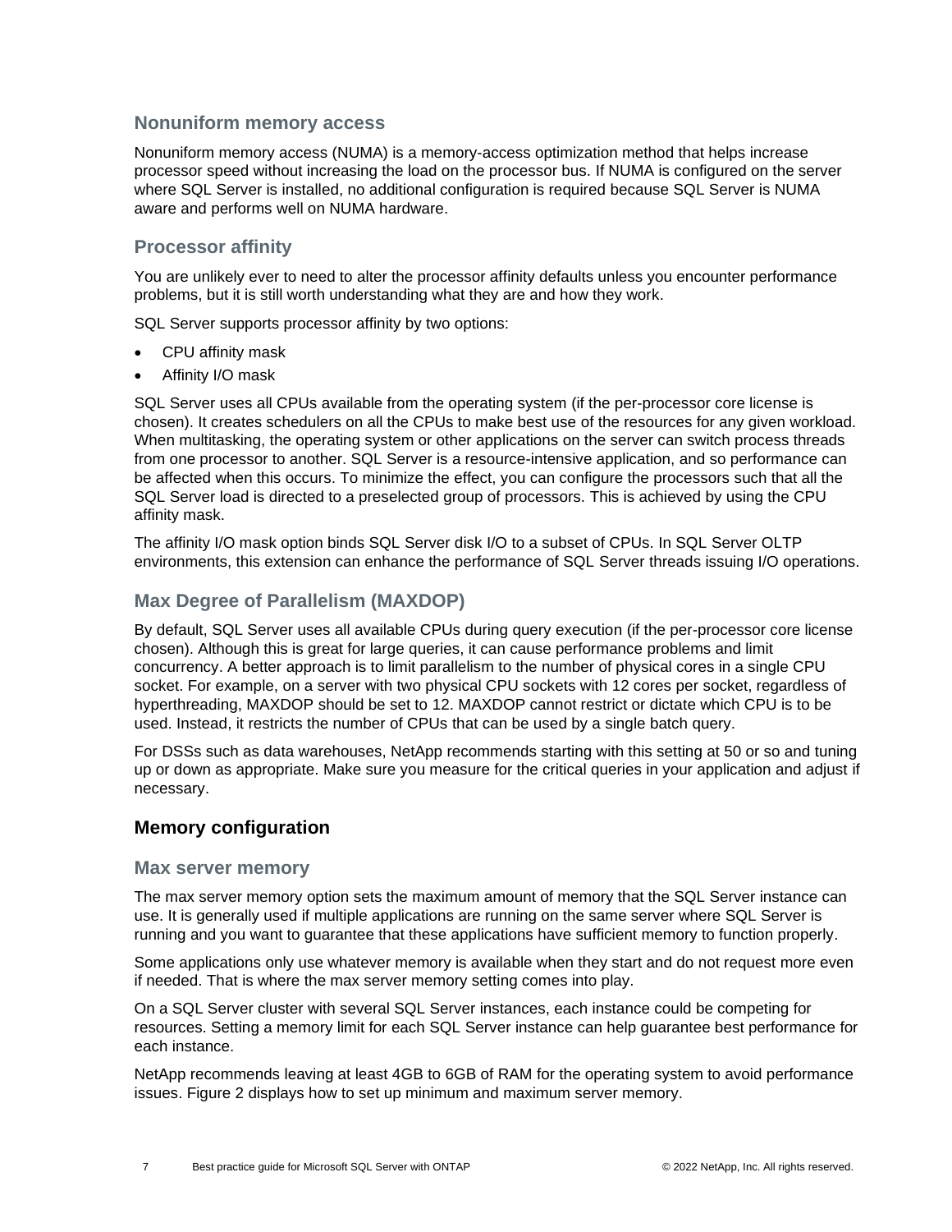### Nonuniform memory access

Nonuniform memory access (NUMA) is a memory-access optimization method that helps increase processor speed without increasing the load on the processor bus. If NUMA is configured on the server where SQL Server is installed, no additional configuration is required because SQL Server is NUMA aware and performs well on NUMA hardware.

### Processor affinity

You are unlikely ever to need to alter the processor affinity defaults unless you encounter performance problems, but it is still worth understanding what they are and how they work.

SQL Server supports processor affinity by two options:

- CPU affinity mask
- Affinity I/O mask

SQL Server uses all CPUs available from the operating system (if the per-processor core license is chosen). It creates schedulers on all the CPUs to make best use of the resources for any given workload. When multitasking, the operating system or other applications on the server can switch process threads from one processor to another. SQL Server is a resource-intensive application, and so performance can be affected when this occurs. To minimize the effect, you can configure the processors such that all the SQL Server load is directed to a preselected group of processors. This is achieved by using the CPU affinity mask.

The affinity I/O mask option binds SQL Server disk I/O to a subset of CPUs. In SQL Server OLTP environments, this extension can enhance the performance of SQL Server threads issuing I/O operations.

### Max Degree of Parallelism (MAXDOP)

By default, SQL Server uses all available CPUs during query execution (if the per-processor core license chosen). Although this is great for large queries, it can cause performance problems and limit concurrency. A better approach is to limit parallelism to the number of physical cores in a single CPU socket. For example, on a server with two physical CPU sockets with 12 cores per socket, regardless of hyperthreading, MAXDOP should be set to 12. MAXDOP cannot restrict or dictate which CPU is to be used. Instead, it restricts the number of CPUs that can be used by a single batch query.

For DSSs such as data warehouses, NetApp recommends starting with this setting at 50 or so and tuning up or down as appropriate. Make sure you measure for the critical queries in your application and adjust if necessary.

## Memory configuration

### Max server memory

The max server memory option sets the maximum amount of memory that the SQL Server instance can use. It is generally used if multiple applications are running on the same server where SQL Server is running and you want to guarantee that these applications have sufficient memory to function properly.

Some applications only use whatever memory is available when they start and do not request more even if needed. That is where the max server memory setting comes into play.

On a SQL Server cluster with several SQL Server instances, each instance could be competing for resources. Setting a memory limit for each SQL Server instance can help guarantee best performance for each instance.

NetApp recommends leaving at least 4GB to 6GB of RAM for the operating system to avoid performance issues. Figure 2 displays how to set up minimum and maximum server memory.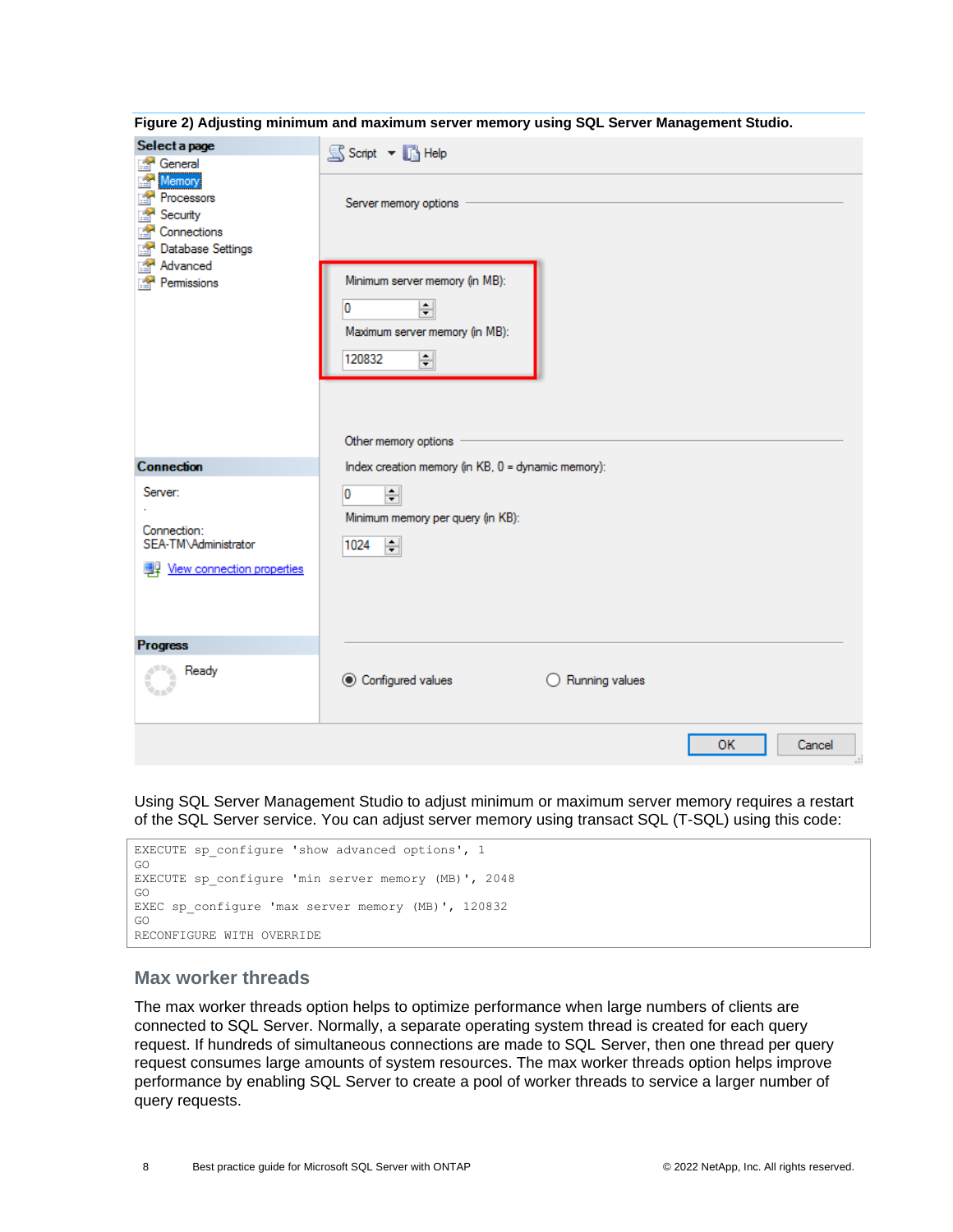Figure 2) Adjusting minimum and maximum server memory using SQL Server Management Studio.

Using SQL Server Management Studio to adjust minimum or maximum server memory requires a restart of the SQL Server service. You can adjust server memory using transact SQL (T-SQL) using this code:

```
EXECUTE sp_configure 'show advanced options', 1
GO
EXECUTE sp_configure 'min server memory (MB)', 2048
GO
EXEC sp_configure 'max server memory (MB)', 120832
GO
RECONFIGURE WITH OVERRIDE
```

## Max worker threads

The max worker threads option helps to optimize performance when large numbers of clients are connected to SQL Server. Normally, a separate operating system thread is created for each query request. If hundreds of simultaneous connections are made to SQL Server, then one thread per query request consumes large amounts of system resources. The max worker threads option helps improve performance by enabling SQL Server to create a pool of worker threads to service a larger number of query requests.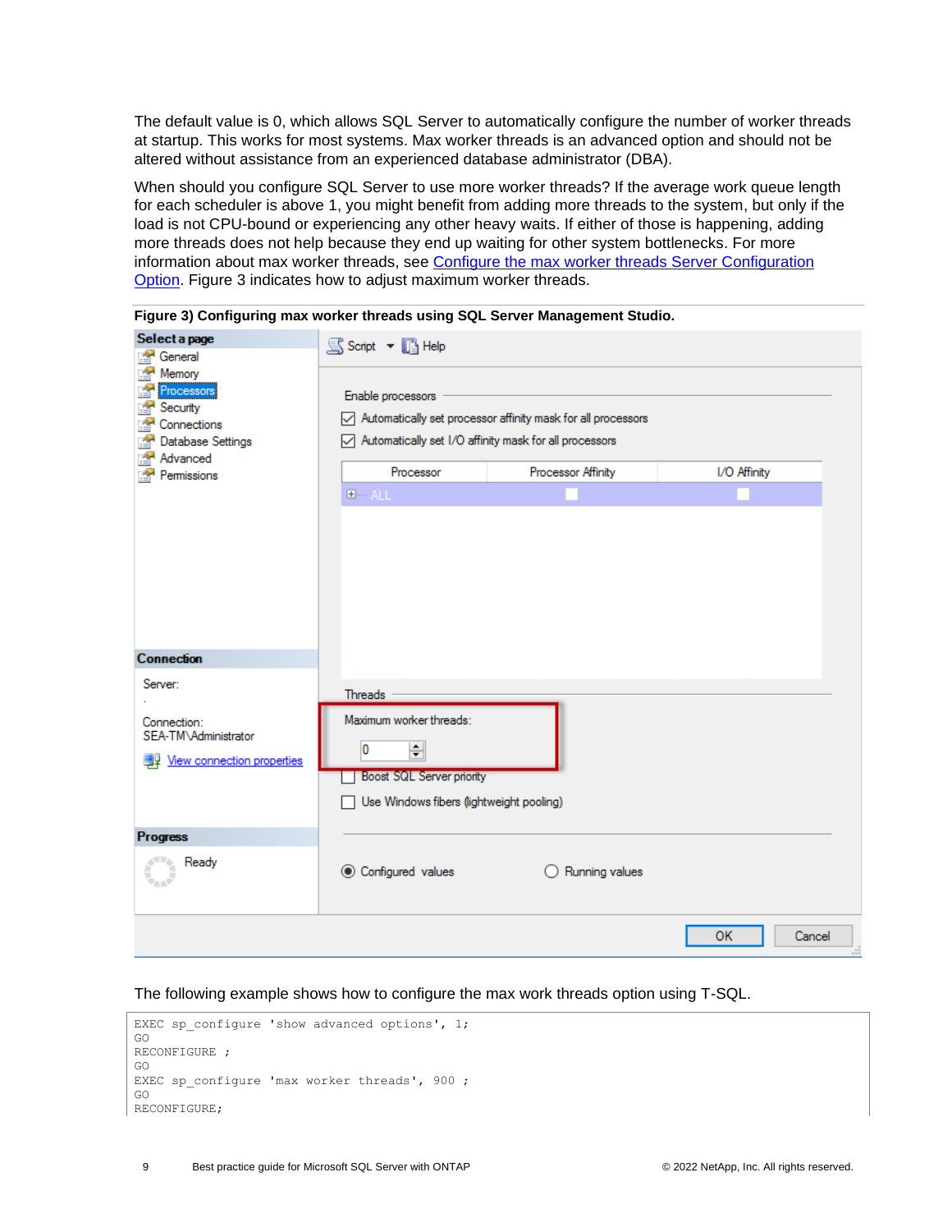The default value is 0, which allows SQL Server to automatically configure the number of worker threads at startup. This works for most systems. Max worker threads is an advanced option and should not be altered without assistance from an experienced database administrator (DBA).

When should you configure SQL Server to use more worker threads? If the average work queue length for each scheduler is above 1, you might benefit from adding more threads to the system, but only if the load is not CPU-bound or experiencing any other heavy waits. If either of those is happening, adding more threads does not help because they end up waiting for other system bottlenecks. For more information about max worker threads, see [Configure the max worker threads Server Configuration Option](). Figure 3 indicates how to adjust maximum worker threads.

**Figure 3) Configuring max worker threads using SQL Server Management Studio.**

The following example shows how to configure the max work threads option using T-SQL.

```
EXEC sp_configure 'show advanced options', 1;
GO
RECONFIGURE ;
GO
EXEC sp_configure 'max worker threads', 900 ;
GO
RECONFIGURE;
```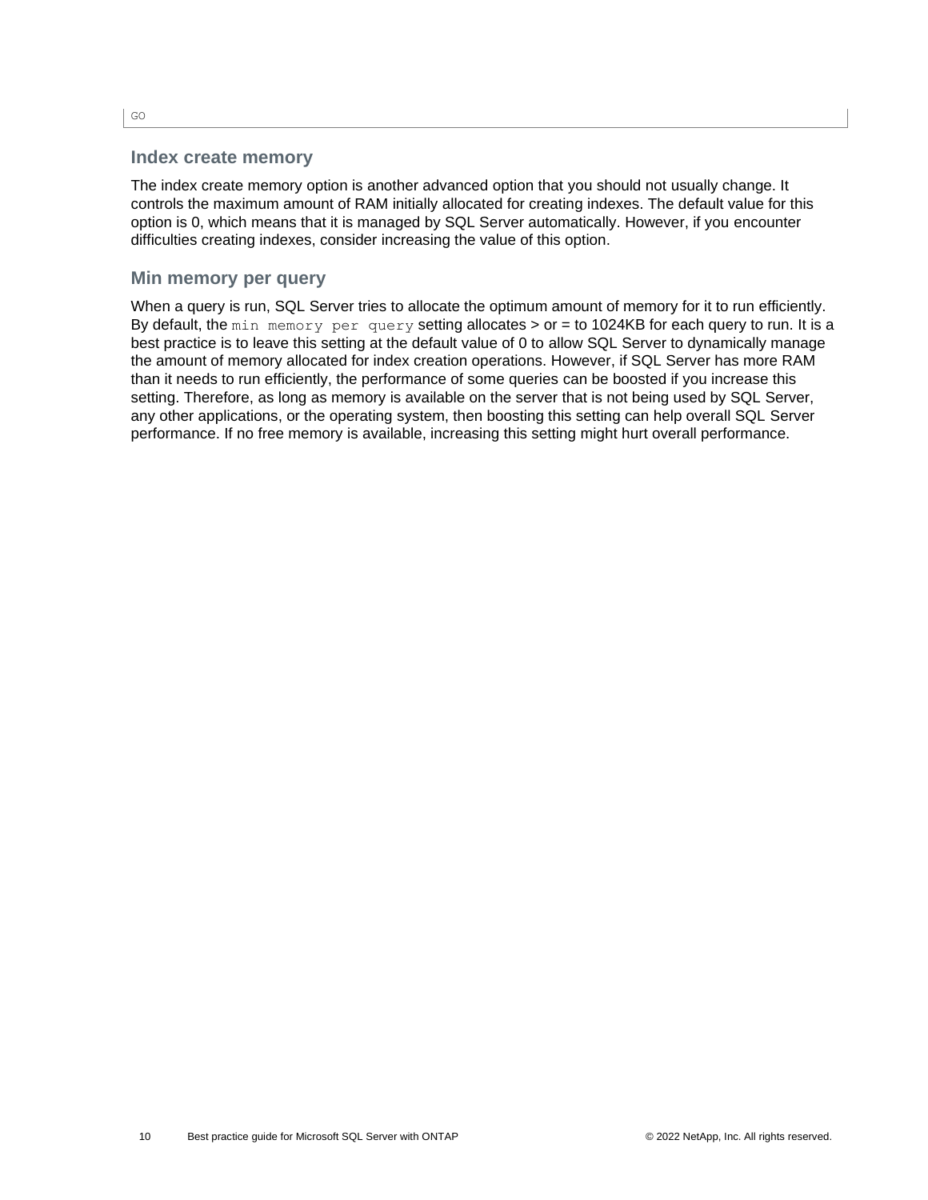```
GO
```

## Index create memory

The index create memory option is another advanced option that you should not usually change. It controls the maximum amount of RAM initially allocated for creating indexes. The default value for this option is 0, which means that it is managed by SQL Server automatically. However, if you encounter difficulties creating indexes, consider increasing the value of this option.

## Min memory per query

When a query is run, SQL Server tries to allocate the optimum amount of memory for it to run efficiently. By default, the `min memory per query` setting allocates > or = to 1024KB for each query to run. It is a best practice is to leave this setting at the default value of 0 to allow SQL Server to dynamically manage the amount of memory allocated for index creation operations. However, if SQL Server has more RAM than it needs to run efficiently, the performance of some queries can be boosted if you increase this setting. Therefore, as long as memory is available on the server that is not being used by SQL Server, any other applications, or the operating system, then boosting this setting can help overall SQL Server performance. If no free memory is available, increasing this setting might hurt overall performance.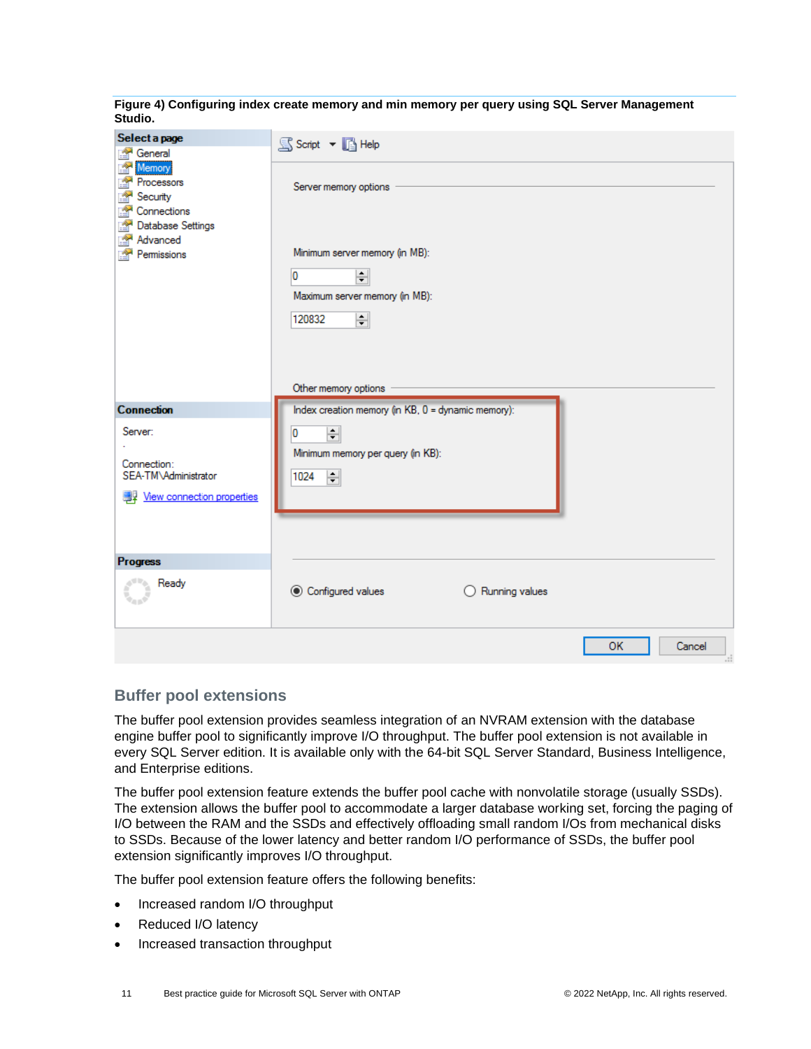**Figure 4) Configuring index create memory and min memory per query using SQL Server Management Studio.**

## Buffer pool extensions

The buffer pool extension provides seamless integration of an NVRAM extension with the database engine buffer pool to significantly improve I/O throughput. The buffer pool extension is not available in every SQL Server edition. It is available only with the 64-bit SQL Server Standard, Business Intelligence, and Enterprise editions.

The buffer pool extension feature extends the buffer pool cache with nonvolatile storage (usually SSDs). The extension allows the buffer pool to accommodate a larger database working set, forcing the paging of I/O between the RAM and the SSDs and effectively offloading small random I/Os from mechanical disks to SSDs. Because of the lower latency and better random I/O performance of SSDs, the buffer pool extension significantly improves I/O throughput.

The buffer pool extension feature offers the following benefits:

- Increased random I/O throughput
- Reduced I/O latency
- Increased transaction throughput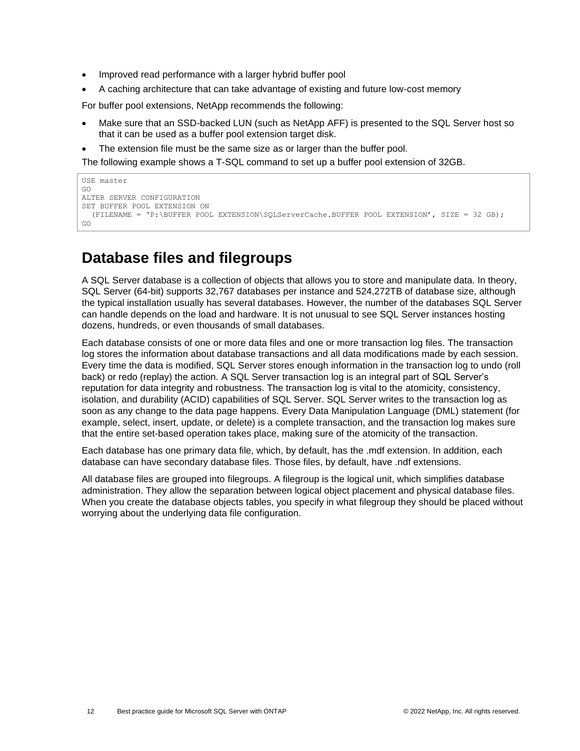- Improved read performance with a larger hybrid buffer pool
- A caching architecture that can take advantage of existing and future low-cost memory

For buffer pool extensions, NetApp recommends the following:

- Make sure that an SSD-backed LUN (such as NetApp AFF) is presented to the SQL Server host so that it can be used as a buffer pool extension target disk.
- The extension file must be the same size as or larger than the buffer pool.

The following example shows a T-SQL command to set up a buffer pool extension of 32GB.

```
USE master
GO
ALTER SERVER CONFIGURATION
SET BUFFER POOL EXTENSION ON
  (FILENAME = 'P:\BUFFER POOL EXTENSION\SQLServerCache.BUFFER POOL EXTENSION', SIZE = 32 GB);
GO
```

# Database files and filegroups

A SQL Server database is a collection of objects that allows you to store and manipulate data. In theory, SQL Server (64-bit) supports 32,767 databases per instance and 524,272TB of database size, although the typical installation usually has several databases. However, the number of the databases SQL Server can handle depends on the load and hardware. It is not unusual to see SQL Server instances hosting dozens, hundreds, or even thousands of small databases.

Each database consists of one or more data files and one or more transaction log files. The transaction log stores the information about database transactions and all data modifications made by each session. Every time the data is modified, SQL Server stores enough information in the transaction log to undo (roll back) or redo (replay) the action. A SQL Server transaction log is an integral part of SQL Server's reputation for data integrity and robustness. The transaction log is vital to the atomicity, consistency, isolation, and durability (ACID) capabilities of SQL Server. SQL Server writes to the transaction log as soon as any change to the data page happens. Every Data Manipulation Language (DML) statement (for example, select, insert, update, or delete) is a complete transaction, and the transaction log makes sure that the entire set-based operation takes place, making sure of the atomicity of the transaction.

Each database has one primary data file, which, by default, has the .mdf extension. In addition, each database can have secondary database files. Those files, by default, have .ndf extensions.

All database files are grouped into filegroups. A filegroup is the logical unit, which simplifies database administration. They allow the separation between logical object placement and physical database files. When you create the database objects tables, you specify in what filegroup they should be placed without worrying about the underlying data file configuration.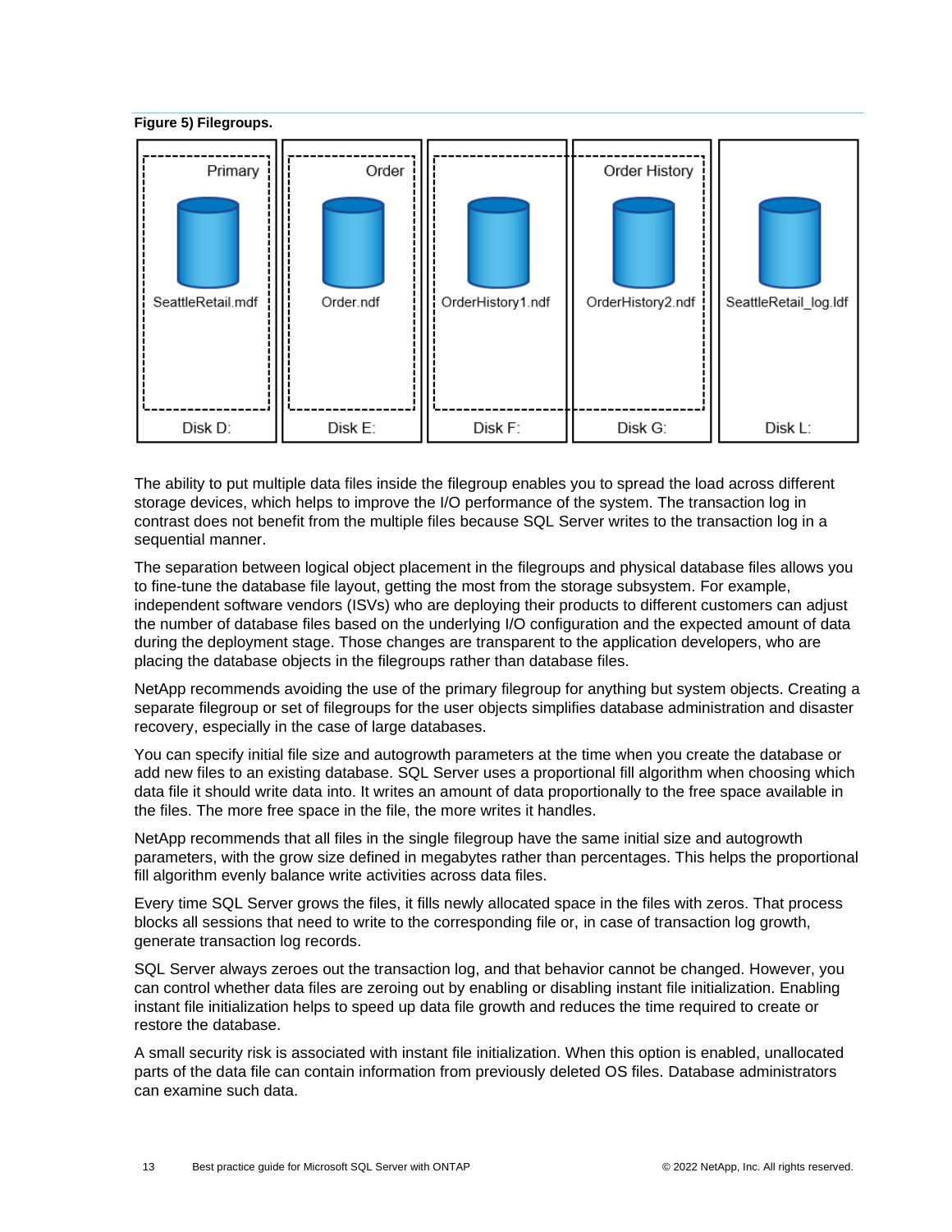**Figure 5) Filegroups.**

The ability to put multiple data files inside the filegroup enables you to spread the load across different storage devices, which helps to improve the I/O performance of the system. The transaction log in contrast does not benefit from the multiple files because SQL Server writes to the transaction log in a sequential manner.

The separation between logical object placement in the filegroups and physical database files allows you to fine-tune the database file layout, getting the most from the storage subsystem. For example, independent software vendors (ISVs) who are deploying their products to different customers can adjust the number of database files based on the underlying I/O configuration and the expected amount of data during the deployment stage. Those changes are transparent to the application developers, who are placing the database objects in the filegroups rather than database files.

NetApp recommends avoiding the use of the primary filegroup for anything but system objects. Creating a separate filegroup or set of filegroups for the user objects simplifies database administration and disaster recovery, especially in the case of large databases.

You can specify initial file size and autogrowth parameters at the time when you create the database or add new files to an existing database. SQL Server uses a proportional fill algorithm when choosing which data file it should write data into. It writes an amount of data proportionally to the free space available in the files. The more free space in the file, the more writes it handles.

NetApp recommends that all files in the single filegroup have the same initial size and autogrowth parameters, with the grow size defined in megabytes rather than percentages. This helps the proportional fill algorithm evenly balance write activities across data files.

Every time SQL Server grows the files, it fills newly allocated space in the files with zeros. That process blocks all sessions that need to write to the corresponding file or, in case of transaction log growth, generate transaction log records.

SQL Server always zeroes out the transaction log, and that behavior cannot be changed. However, you can control whether data files are zeroing out by enabling or disabling instant file initialization. Enabling instant file initialization helps to speed up data file growth and reduces the time required to create or restore the database.

A small security risk is associated with instant file initialization. When this option is enabled, unallocated parts of the data file can contain information from previously deleted OS files. Database administrators can examine such data.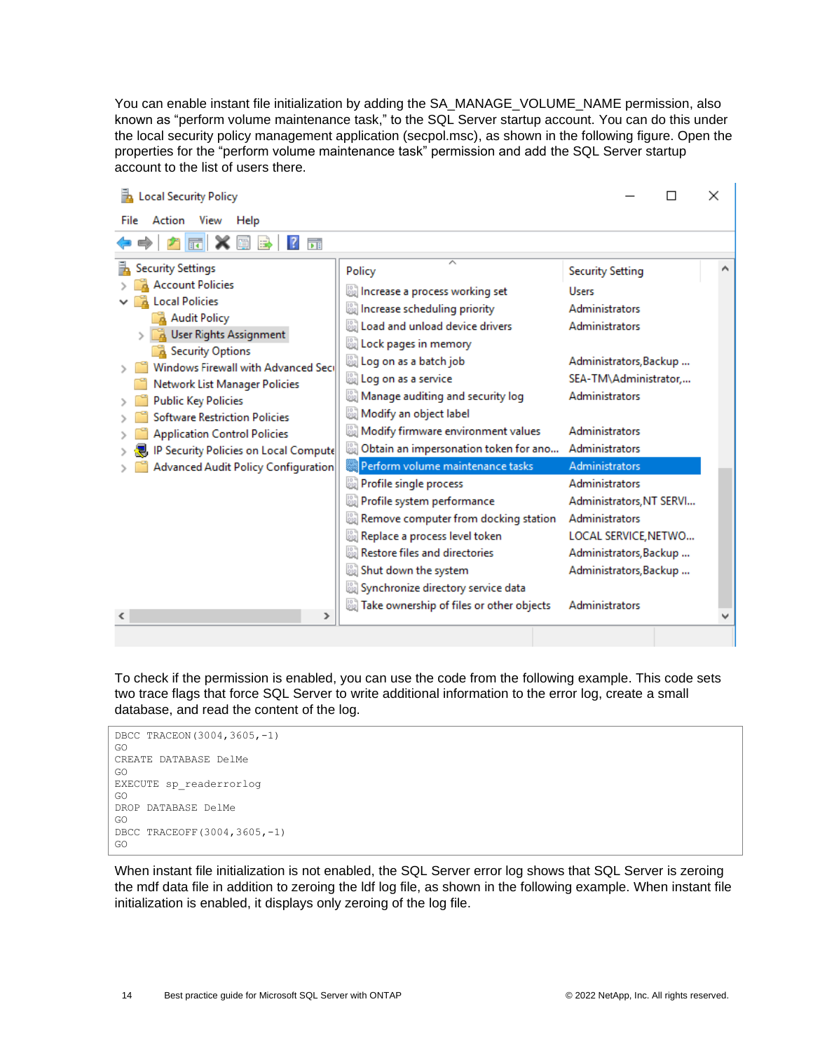You can enable instant file initialization by adding the SA_MANAGE_VOLUME_NAME permission, also known as “perform volume maintenance task,” to the SQL Server startup account. You can do this under the local security policy management application (secpol.msc), as shown in the following figure. Open the properties for the “perform volume maintenance task” permission and add the SQL Server startup account to the list of users there.

To check if the permission is enabled, you can use the code from the following example. This code sets two trace flags that force SQL Server to write additional information to the error log, create a small database, and read the content of the log.

```
DBCC TRACEON(3004,3605,-1)
GO
CREATE DATABASE DelMe
GO
EXECUTE sp_readerrorlog
GO
DROP DATABASE DelMe
GO
DBCC TRACEOFF(3004,3605,-1)
GO
```

When instant file initialization is not enabled, the SQL Server error log shows that SQL Server is zeroing the mdf data file in addition to zeroing the ldf log file, as shown in the following example. When instant file initialization is enabled, it displays only zeroing of the log file.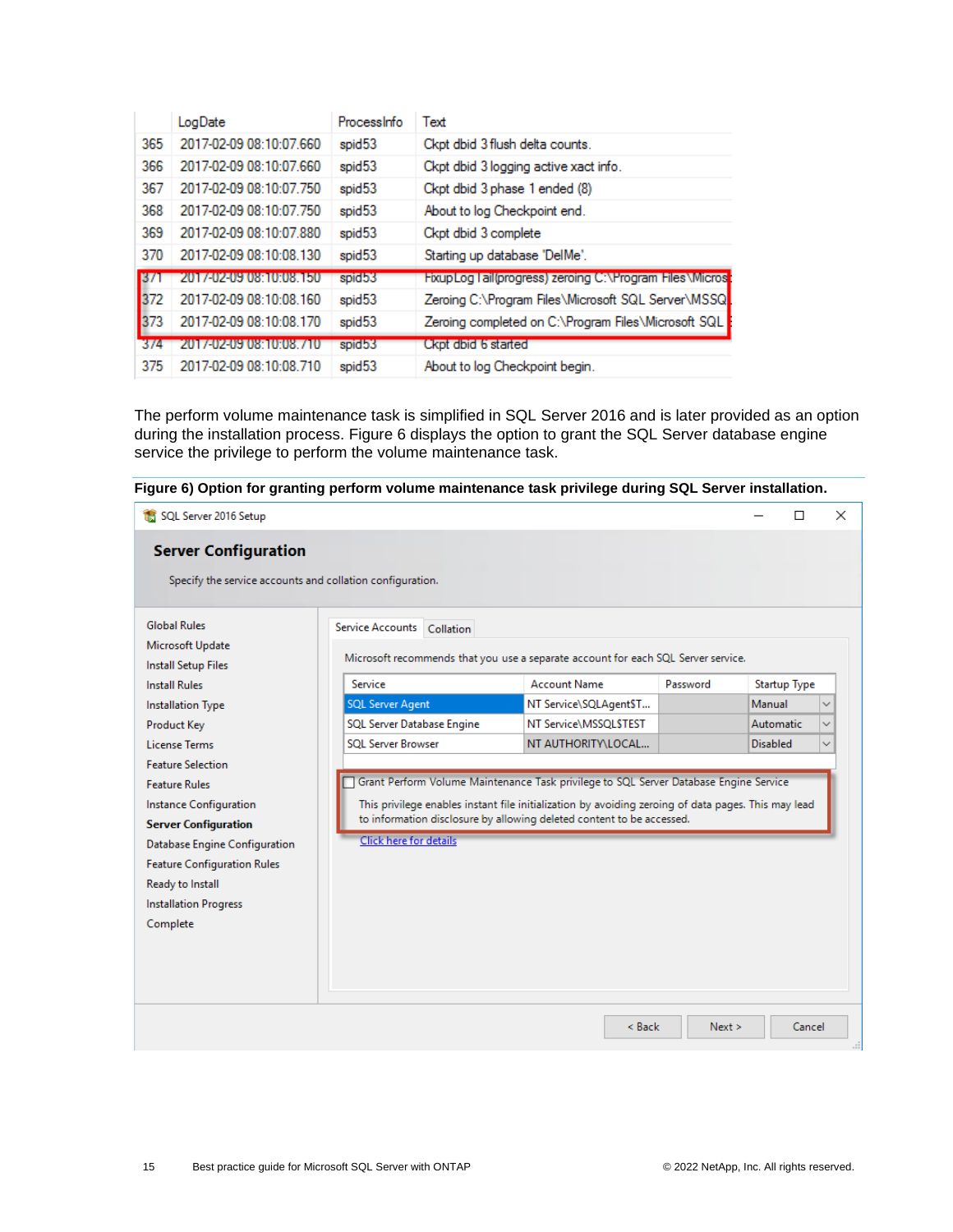|  | LogDate | ProcessInfo | Text |
|---|---|---|---|
| 365 | 2017-02-09 08:10:07.660 | spid53 | Ckpt dbid 3 flush delta counts. |
| 366 | 2017-02-09 08:10:07.660 | spid53 | Ckpt dbid 3 logging active xact info. |
| 367 | 2017-02-09 08:10:07.750 | spid53 | Ckpt dbid 3 phase 1 ended (8) |
| 368 | 2017-02-09 08:10:07.750 | spid53 | About to log Checkpoint end. |
| 369 | 2017-02-09 08:10:07.880 | spid53 | Ckpt dbid 3 complete |
| 370 | 2017-02-09 08:10:08.130 | spid53 | Starting up database 'DelMe'. |
| 371 | 2017-02-09 08:10:08.150 | spid53 | FixupLogTail(progress) zeroing C:\Program Files\Micros |
| 372 | 2017-02-09 08:10:08.160 | spid53 | Zeroing C:\Program Files\Microsoft SQL Server\MSSQ |
| 373 | 2017-02-09 08:10:08.170 | spid53 | Zeroing completed on C:\Program Files\Microsoft SQL |
| 374 | 2017-02-09 08:10:08.710 | spid53 | Ckpt dbid 6 started |
| 375 | 2017-02-09 08:10:08.710 | spid53 | About to log Checkpoint begin. |

The perform volume maintenance task is simplified in SQL Server 2016 and is later provided as an option during the installation process. Figure 6 displays the option to grant the SQL Server database engine service the privilege to perform the volume maintenance task.

**Figure 6) Option for granting perform volume maintenance task privilege during SQL Server installation.**

SQL Server 2016 Setup

**Server Configuration**

Specify the service accounts and collation configuration.

- Global Rules
- Microsoft Update
- Install Setup Files
- Install Rules
- Installation Type
- Product Key
- License Terms
- Feature Selection
- Feature Rules
- Instance Configuration
- **Server Configuration**
- Database Engine Configuration
- Feature Configuration Rules
- Ready to Install
- Installation Progress
- Complete

Service Accounts | Collation

Microsoft recommends that you use a separate account for each SQL Server service.

| Service | Account Name | Password | Startup Type |
|---|---|---|---|
| SQL Server Agent | NT Service\SQLAgent$T... |  | Manual |
| SQL Server Database Engine | NT Service\MSSQL$TEST |  | Automatic |
| SQL Server Browser | NT AUTHORITY\LOCAL... |  | Disabled |

☐ Grant Perform Volume Maintenance Task privilege to SQL Server Database Engine Service

This privilege enables instant file initialization by avoiding zeroing of data pages. This may lead to information disclosure by allowing deleted content to be accessed.

Click here for details

< Back | Next > | Cancel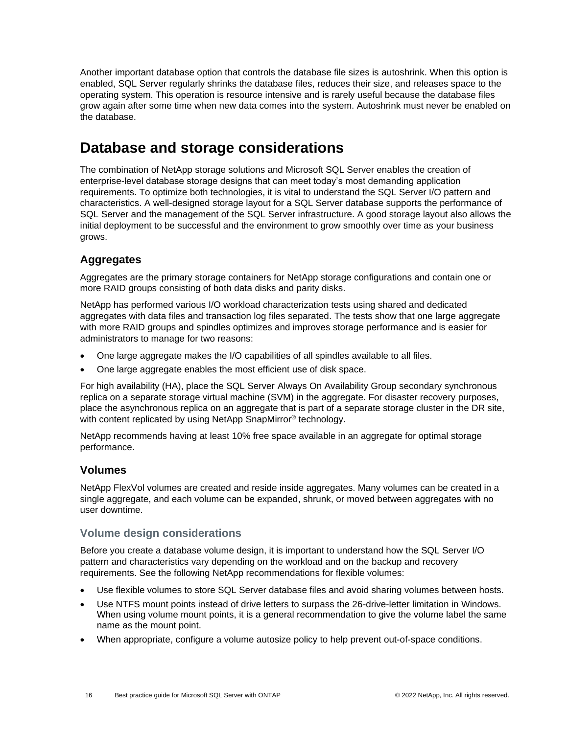Another important database option that controls the database file sizes is autoshrink. When this option is enabled, SQL Server regularly shrinks the database files, reduces their size, and releases space to the operating system. This operation is resource intensive and is rarely useful because the database files grow again after some time when new data comes into the system. Autoshrink must never be enabled on the database.

# Database and storage considerations

The combination of NetApp storage solutions and Microsoft SQL Server enables the creation of enterprise-level database storage designs that can meet today's most demanding application requirements. To optimize both technologies, it is vital to understand the SQL Server I/O pattern and characteristics. A well-designed storage layout for a SQL Server database supports the performance of SQL Server and the management of the SQL Server infrastructure. A good storage layout also allows the initial deployment to be successful and the environment to grow smoothly over time as your business grows.

## Aggregates

Aggregates are the primary storage containers for NetApp storage configurations and contain one or more RAID groups consisting of both data disks and parity disks.

NetApp has performed various I/O workload characterization tests using shared and dedicated aggregates with data files and transaction log files separated. The tests show that one large aggregate with more RAID groups and spindles optimizes and improves storage performance and is easier for administrators to manage for two reasons:

- One large aggregate makes the I/O capabilities of all spindles available to all files.
- One large aggregate enables the most efficient use of disk space.

For high availability (HA), place the SQL Server Always On Availability Group secondary synchronous replica on a separate storage virtual machine (SVM) in the aggregate. For disaster recovery purposes, place the asynchronous replica on an aggregate that is part of a separate storage cluster in the DR site, with content replicated by using NetApp SnapMirror® technology.

NetApp recommends having at least 10% free space available in an aggregate for optimal storage performance.

## Volumes

NetApp FlexVol volumes are created and reside inside aggregates. Many volumes can be created in a single aggregate, and each volume can be expanded, shrunk, or moved between aggregates with no user downtime.

### Volume design considerations

Before you create a database volume design, it is important to understand how the SQL Server I/O pattern and characteristics vary depending on the workload and on the backup and recovery requirements. See the following NetApp recommendations for flexible volumes:

- Use flexible volumes to store SQL Server database files and avoid sharing volumes between hosts.
- Use NTFS mount points instead of drive letters to surpass the 26-drive-letter limitation in Windows. When using volume mount points, it is a general recommendation to give the volume label the same name as the mount point.
- When appropriate, configure a volume autosize policy to help prevent out-of-space conditions.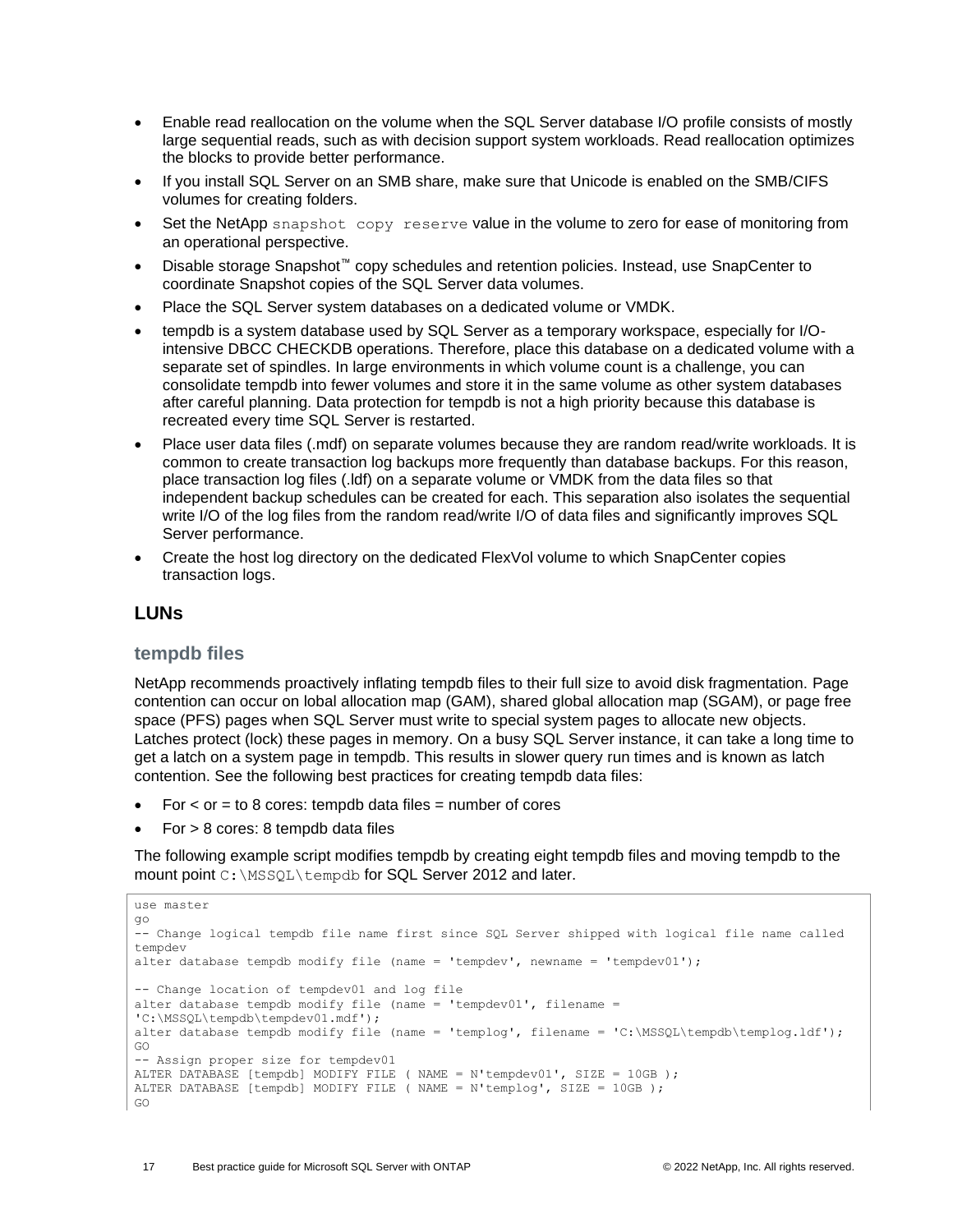- Enable read reallocation on the volume when the SQL Server database I/O profile consists of mostly large sequential reads, such as with decision support system workloads. Read reallocation optimizes the blocks to provide better performance.
- If you install SQL Server on an SMB share, make sure that Unicode is enabled on the SMB/CIFS volumes for creating folders.
- Set the NetApp `snapshot copy reserve` value in the volume to zero for ease of monitoring from an operational perspective.
- Disable storage Snapshot™ copy schedules and retention policies. Instead, use SnapCenter to coordinate Snapshot copies of the SQL Server data volumes.
- Place the SQL Server system databases on a dedicated volume or VMDK.
- tempdb is a system database used by SQL Server as a temporary workspace, especially for I/O-intensive DBCC CHECKDB operations. Therefore, place this database on a dedicated volume with a separate set of spindles. In large environments in which volume count is a challenge, you can consolidate tempdb into fewer volumes and store it in the same volume as other system databases after careful planning. Data protection for tempdb is not a high priority because this database is recreated every time SQL Server is restarted.
- Place user data files (.mdf) on separate volumes because they are random read/write workloads. It is common to create transaction log backups more frequently than database backups. For this reason, place transaction log files (.ldf) on a separate volume or VMDK from the data files so that independent backup schedules can be created for each. This separation also isolates the sequential write I/O of the log files from the random read/write I/O of data files and significantly improves SQL Server performance.
- Create the host log directory on the dedicated FlexVol volume to which SnapCenter copies transaction logs.

## LUNs

### tempdb files

NetApp recommends proactively inflating tempdb files to their full size to avoid disk fragmentation. Page contention can occur on lobal allocation map (GAM), shared global allocation map (SGAM), or page free space (PFS) pages when SQL Server must write to special system pages to allocate new objects. Latches protect (lock) these pages in memory. On a busy SQL Server instance, it can take a long time to get a latch on a system page in tempdb. This results in slower query run times and is known as latch contention. See the following best practices for creating tempdb data files:

- For < or = to 8 cores: tempdb data files = number of cores
- For > 8 cores: 8 tempdb data files

The following example script modifies tempdb by creating eight tempdb files and moving tempdb to the mount point `C:\MSSQL\tempdb` for SQL Server 2012 and later.

```
use master
go
-- Change logical tempdb file name first since SQL Server shipped with logical file name called
tempdev
alter database tempdb modify file (name = 'tempdev', newname = 'tempdev01');

-- Change location of tempdev01 and log file
alter database tempdb modify file (name = 'tempdev01', filename =
'C:\MSSQL\tempdb\tempdev01.mdf');
alter database tempdb modify file (name = 'templog', filename = 'C:\MSSQL\tempdb\templog.ldf');
GO
-- Assign proper size for tempdev01
ALTER DATABASE [tempdb] MODIFY FILE ( NAME = N'tempdev01', SIZE = 10GB );
ALTER DATABASE [tempdb] MODIFY FILE ( NAME = N'templog', SIZE = 10GB );
GO
```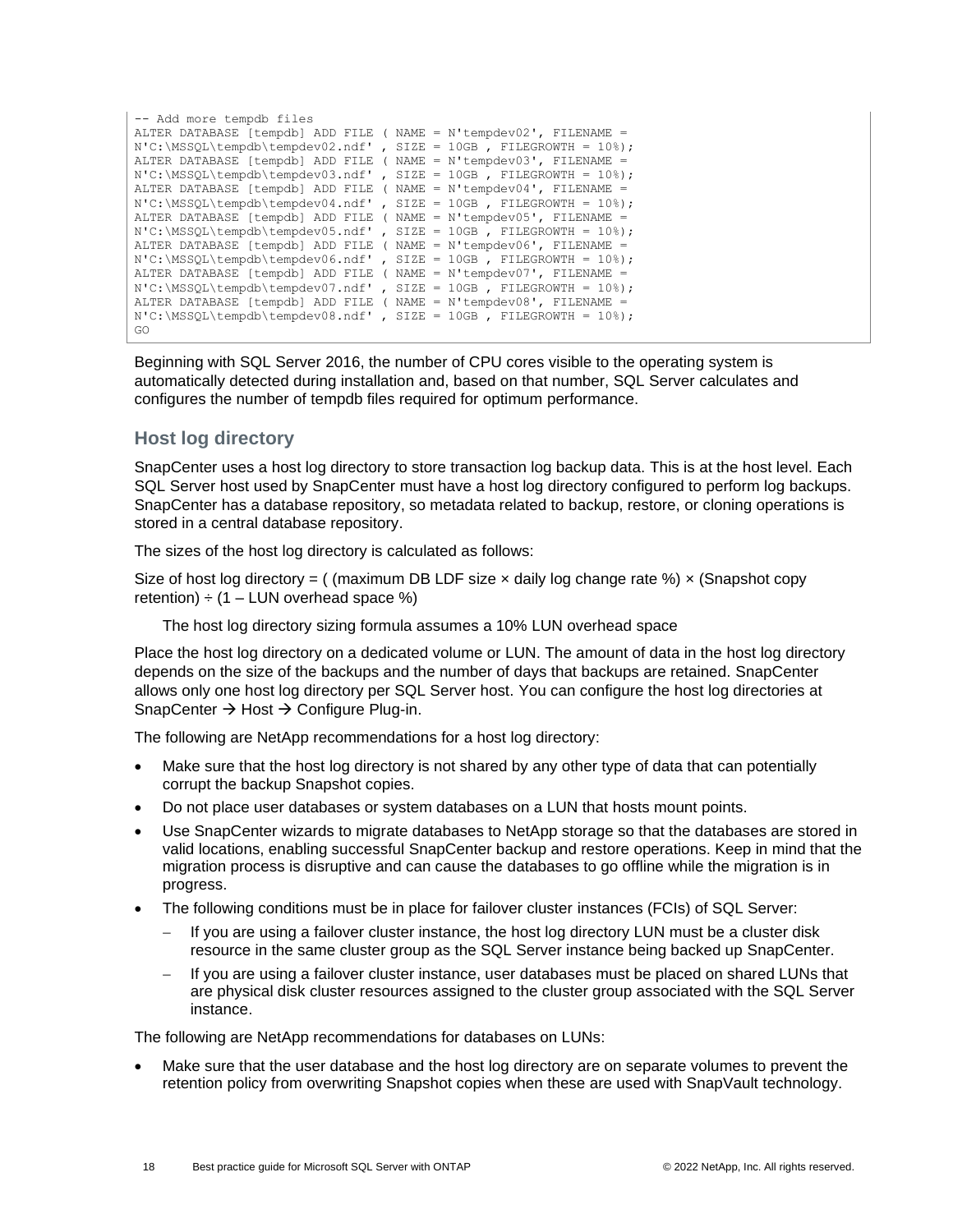```
-- Add more tempdb files
ALTER DATABASE [tempdb] ADD FILE ( NAME = N'tempdev02', FILENAME =
N'C:\MSSQL\tempdb\tempdev02.ndf' , SIZE = 10GB , FILEGROWTH = 10%);
ALTER DATABASE [tempdb] ADD FILE ( NAME = N'tempdev03', FILENAME =
N'C:\MSSQL\tempdb\tempdev03.ndf' , SIZE = 10GB , FILEGROWTH = 10%);
ALTER DATABASE [tempdb] ADD FILE ( NAME = N'tempdev04', FILENAME =
N'C:\MSSQL\tempdb\tempdev04.ndf' , SIZE = 10GB , FILEGROWTH = 10%);
ALTER DATABASE [tempdb] ADD FILE ( NAME = N'tempdev05', FILENAME =
N'C:\MSSQL\tempdb\tempdev05.ndf' , SIZE = 10GB , FILEGROWTH = 10%);
ALTER DATABASE [tempdb] ADD FILE ( NAME = N'tempdev06', FILENAME =
N'C:\MSSQL\tempdb\tempdev06.ndf' , SIZE = 10GB , FILEGROWTH = 10%);
ALTER DATABASE [tempdb] ADD FILE ( NAME = N'tempdev07', FILENAME =
N'C:\MSSQL\tempdb\tempdev07.ndf' , SIZE = 10GB , FILEGROWTH = 10%);
ALTER DATABASE [tempdb] ADD FILE ( NAME = N'tempdev08', FILENAME =
N'C:\MSSQL\tempdb\tempdev08.ndf' , SIZE = 10GB , FILEGROWTH = 10%);
GO
```

Beginning with SQL Server 2016, the number of CPU cores visible to the operating system is automatically detected during installation and, based on that number, SQL Server calculates and configures the number of tempdb files required for optimum performance.

### Host log directory

SnapCenter uses a host log directory to store transaction log backup data. This is at the host level. Each SQL Server host used by SnapCenter must have a host log directory configured to perform log backups. SnapCenter has a database repository, so metadata related to backup, restore, or cloning operations is stored in a central database repository.

The sizes of the host log directory is calculated as follows:

Size of host log directory = ( (maximum DB LDF size × daily log change rate %) × (Snapshot copy retention) ÷ (1 – LUN overhead space %)

> The host log directory sizing formula assumes a 10% LUN overhead space

Place the host log directory on a dedicated volume or LUN. The amount of data in the host log directory depends on the size of the backups and the number of days that backups are retained. SnapCenter allows only one host log directory per SQL Server host. You can configure the host log directories at SnapCenter → Host → Configure Plug-in.

The following are NetApp recommendations for a host log directory:

- Make sure that the host log directory is not shared by any other type of data that can potentially corrupt the backup Snapshot copies.
- Do not place user databases or system databases on a LUN that hosts mount points.
- Use SnapCenter wizards to migrate databases to NetApp storage so that the databases are stored in valid locations, enabling successful SnapCenter backup and restore operations. Keep in mind that the migration process is disruptive and can cause the databases to go offline while the migration is in progress.
- The following conditions must be in place for failover cluster instances (FCIs) of SQL Server:
  - If you are using a failover cluster instance, the host log directory LUN must be a cluster disk resource in the same cluster group as the SQL Server instance being backed up SnapCenter.
  - If you are using a failover cluster instance, user databases must be placed on shared LUNs that are physical disk cluster resources assigned to the cluster group associated with the SQL Server instance.

The following are NetApp recommendations for databases on LUNs:

- Make sure that the user database and the host log directory are on separate volumes to prevent the retention policy from overwriting Snapshot copies when these are used with SnapVault technology.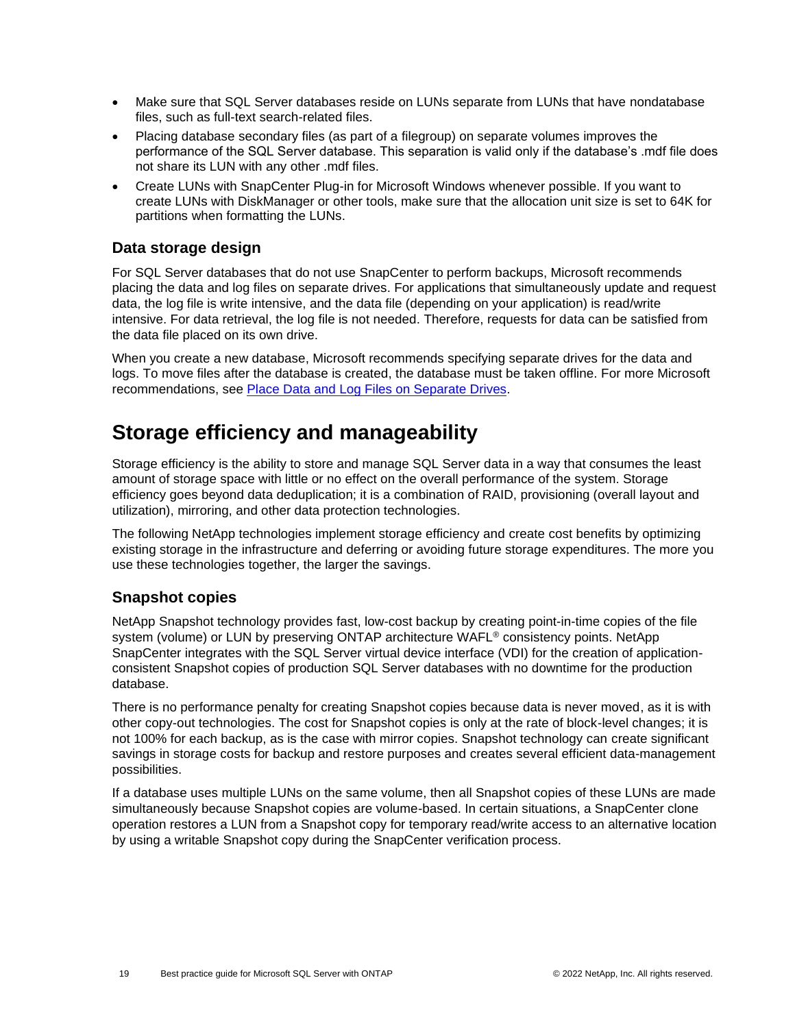- Make sure that SQL Server databases reside on LUNs separate from LUNs that have nondatabase files, such as full-text search-related files.
- Placing database secondary files (as part of a filegroup) on separate volumes improves the performance of the SQL Server database. This separation is valid only if the database's .mdf file does not share its LUN with any other .mdf files.
- Create LUNs with SnapCenter Plug-in for Microsoft Windows whenever possible. If you want to create LUNs with DiskManager or other tools, make sure that the allocation unit size is set to 64K for partitions when formatting the LUNs.

### Data storage design

For SQL Server databases that do not use SnapCenter to perform backups, Microsoft recommends placing the data and log files on separate drives. For applications that simultaneously update and request data, the log file is write intensive, and the data file (depending on your application) is read/write intensive. For data retrieval, the log file is not needed. Therefore, requests for data can be satisfied from the data file placed on its own drive.

When you create a new database, Microsoft recommends specifying separate drives for the data and logs. To move files after the database is created, the database must be taken offline. For more Microsoft recommendations, see [Place Data and Log Files on Separate Drives](#).

## Storage efficiency and manageability

Storage efficiency is the ability to store and manage SQL Server data in a way that consumes the least amount of storage space with little or no effect on the overall performance of the system. Storage efficiency goes beyond data deduplication; it is a combination of RAID, provisioning (overall layout and utilization), mirroring, and other data protection technologies.

The following NetApp technologies implement storage efficiency and create cost benefits by optimizing existing storage in the infrastructure and deferring or avoiding future storage expenditures. The more you use these technologies together, the larger the savings.

### Snapshot copies

NetApp Snapshot technology provides fast, low-cost backup by creating point-in-time copies of the file system (volume) or LUN by preserving ONTAP architecture WAFL® consistency points. NetApp SnapCenter integrates with the SQL Server virtual device interface (VDI) for the creation of application-consistent Snapshot copies of production SQL Server databases with no downtime for the production database.

There is no performance penalty for creating Snapshot copies because data is never moved, as it is with other copy-out technologies. The cost for Snapshot copies is only at the rate of block-level changes; it is not 100% for each backup, as is the case with mirror copies. Snapshot technology can create significant savings in storage costs for backup and restore purposes and creates several efficient data-management possibilities.

If a database uses multiple LUNs on the same volume, then all Snapshot copies of these LUNs are made simultaneously because Snapshot copies are volume-based. In certain situations, a SnapCenter clone operation restores a LUN from a Snapshot copy for temporary read/write access to an alternative location by using a writable Snapshot copy during the SnapCenter verification process.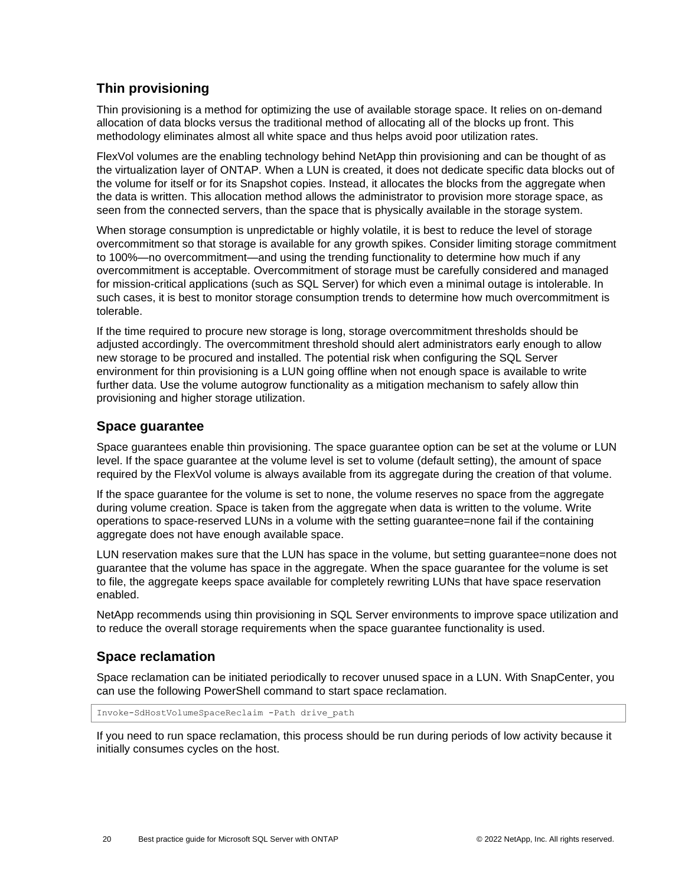## Thin provisioning

Thin provisioning is a method for optimizing the use of available storage space. It relies on on-demand allocation of data blocks versus the traditional method of allocating all of the blocks up front. This methodology eliminates almost all white space and thus helps avoid poor utilization rates.

FlexVol volumes are the enabling technology behind NetApp thin provisioning and can be thought of as the virtualization layer of ONTAP. When a LUN is created, it does not dedicate specific data blocks out of the volume for itself or for its Snapshot copies. Instead, it allocates the blocks from the aggregate when the data is written. This allocation method allows the administrator to provision more storage space, as seen from the connected servers, than the space that is physically available in the storage system.

When storage consumption is unpredictable or highly volatile, it is best to reduce the level of storage overcommitment so that storage is available for any growth spikes. Consider limiting storage commitment to 100%—no overcommitment—and using the trending functionality to determine how much if any overcommitment is acceptable. Overcommitment of storage must be carefully considered and managed for mission-critical applications (such as SQL Server) for which even a minimal outage is intolerable. In such cases, it is best to monitor storage consumption trends to determine how much overcommitment is tolerable.

If the time required to procure new storage is long, storage overcommitment thresholds should be adjusted accordingly. The overcommitment threshold should alert administrators early enough to allow new storage to be procured and installed. The potential risk when configuring the SQL Server environment for thin provisioning is a LUN going offline when not enough space is available to write further data. Use the volume autogrow functionality as a mitigation mechanism to safely allow thin provisioning and higher storage utilization.

## Space guarantee

Space guarantees enable thin provisioning. The space guarantee option can be set at the volume or LUN level. If the space guarantee at the volume level is set to volume (default setting), the amount of space required by the FlexVol volume is always available from its aggregate during the creation of that volume.

If the space guarantee for the volume is set to none, the volume reserves no space from the aggregate during volume creation. Space is taken from the aggregate when data is written to the volume. Write operations to space-reserved LUNs in a volume with the setting guarantee=none fail if the containing aggregate does not have enough available space.

LUN reservation makes sure that the LUN has space in the volume, but setting guarantee=none does not guarantee that the volume has space in the aggregate. When the space guarantee for the volume is set to file, the aggregate keeps space available for completely rewriting LUNs that have space reservation enabled.

NetApp recommends using thin provisioning in SQL Server environments to improve space utilization and to reduce the overall storage requirements when the space guarantee functionality is used.

## Space reclamation

Space reclamation can be initiated periodically to recover unused space in a LUN. With SnapCenter, you can use the following PowerShell command to start space reclamation.

```
Invoke-SdHostVolumeSpaceReclaim -Path drive_path
```

If you need to run space reclamation, this process should be run during periods of low activity because it initially consumes cycles on the host.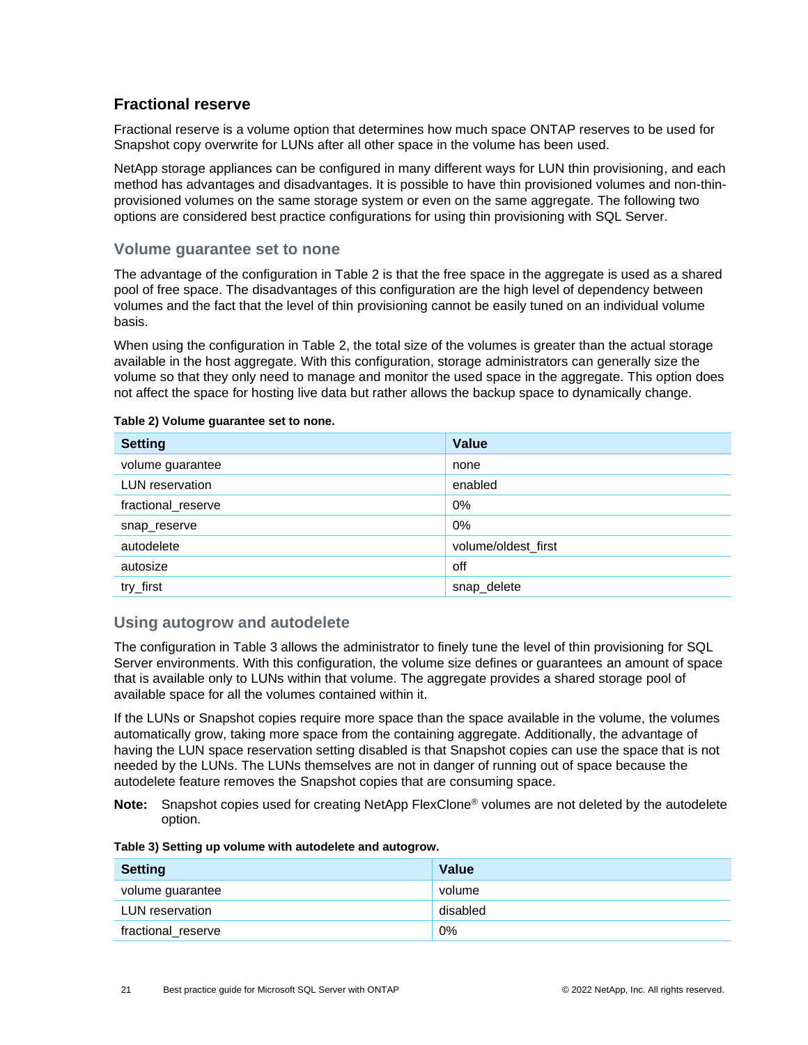## Fractional reserve

Fractional reserve is a volume option that determines how much space ONTAP reserves to be used for Snapshot copy overwrite for LUNs after all other space in the volume has been used.

NetApp storage appliances can be configured in many different ways for LUN thin provisioning, and each method has advantages and disadvantages. It is possible to have thin provisioned volumes and non-thin-provisioned volumes on the same storage system or even on the same aggregate. The following two options are considered best practice configurations for using thin provisioning with SQL Server.

### Volume guarantee set to none

The advantage of the configuration in Table 2 is that the free space in the aggregate is used as a shared pool of free space. The disadvantages of this configuration are the high level of dependency between volumes and the fact that the level of thin provisioning cannot be easily tuned on an individual volume basis.

When using the configuration in Table 2, the total size of the volumes is greater than the actual storage available in the host aggregate. With this configuration, storage administrators can generally size the volume so that they only need to manage and monitor the used space in the aggregate. This option does not affect the space for hosting live data but rather allows the backup space to dynamically change.

**Table 2) Volume guarantee set to none.**

| Setting | Value |
|---|---|
| volume guarantee | none |
| LUN reservation | enabled |
| fractional_reserve | 0% |
| snap_reserve | 0% |
| autodelete | volume/oldest_first |
| autosize | off |
| try_first | snap_delete |

### Using autogrow and autodelete

The configuration in Table 3 allows the administrator to finely tune the level of thin provisioning for SQL Server environments. With this configuration, the volume size defines or guarantees an amount of space that is available only to LUNs within that volume. The aggregate provides a shared storage pool of available space for all the volumes contained within it.

If the LUNs or Snapshot copies require more space than the space available in the volume, the volumes automatically grow, taking more space from the containing aggregate. Additionally, the advantage of having the LUN space reservation setting disabled is that Snapshot copies can use the space that is not needed by the LUNs. The LUNs themselves are not in danger of running out of space because the autodelete feature removes the Snapshot copies that are consuming space.

**Note:** Snapshot copies used for creating NetApp FlexClone® volumes are not deleted by the autodelete option.

**Table 3) Setting up volume with autodelete and autogrow.**

| Setting | Value |
|---|---|
| volume guarantee | volume |
| LUN reservation | disabled |
| fractional_reserve | 0% |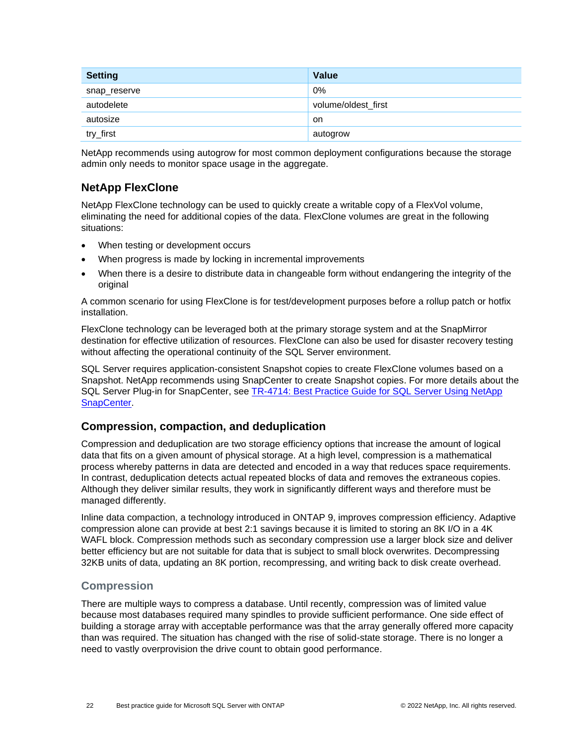| Setting | Value |
| --- | --- |
| snap_reserve | 0% |
| autodelete | volume/oldest_first |
| autosize | on |
| try_first | autogrow |

NetApp recommends using autogrow for most common deployment configurations because the storage admin only needs to monitor space usage in the aggregate.

## NetApp FlexClone

NetApp FlexClone technology can be used to quickly create a writable copy of a FlexVol volume, eliminating the need for additional copies of the data. FlexClone volumes are great in the following situations:

- When testing or development occurs
- When progress is made by locking in incremental improvements
- When there is a desire to distribute data in changeable form without endangering the integrity of the original

A common scenario for using FlexClone is for test/development purposes before a rollup patch or hotfix installation.

FlexClone technology can be leveraged both at the primary storage system and at the SnapMirror destination for effective utilization of resources. FlexClone can also be used for disaster recovery testing without affecting the operational continuity of the SQL Server environment.

SQL Server requires application-consistent Snapshot copies to create FlexClone volumes based on a Snapshot. NetApp recommends using SnapCenter to create Snapshot copies. For more details about the SQL Server Plug-in for SnapCenter, see TR-4714: Best Practice Guide for SQL Server Using NetApp SnapCenter.

## Compression, compaction, and deduplication

Compression and deduplication are two storage efficiency options that increase the amount of logical data that fits on a given amount of physical storage. At a high level, compression is a mathematical process whereby patterns in data are detected and encoded in a way that reduces space requirements. In contrast, deduplication detects actual repeated blocks of data and removes the extraneous copies. Although they deliver similar results, they work in significantly different ways and therefore must be managed differently.

Inline data compaction, a technology introduced in ONTAP 9, improves compression efficiency. Adaptive compression alone can provide at best 2:1 savings because it is limited to storing an 8K I/O in a 4K WAFL block. Compression methods such as secondary compression use a larger block size and deliver better efficiency but are not suitable for data that is subject to small block overwrites. Decompressing 32KB units of data, updating an 8K portion, recompressing, and writing back to disk create overhead.

### Compression

There are multiple ways to compress a database. Until recently, compression was of limited value because most databases required many spindles to provide sufficient performance. One side effect of building a storage array with acceptable performance was that the array generally offered more capacity than was required. The situation has changed with the rise of solid-state storage. There is no longer a need to vastly overprovision the drive count to obtain good performance.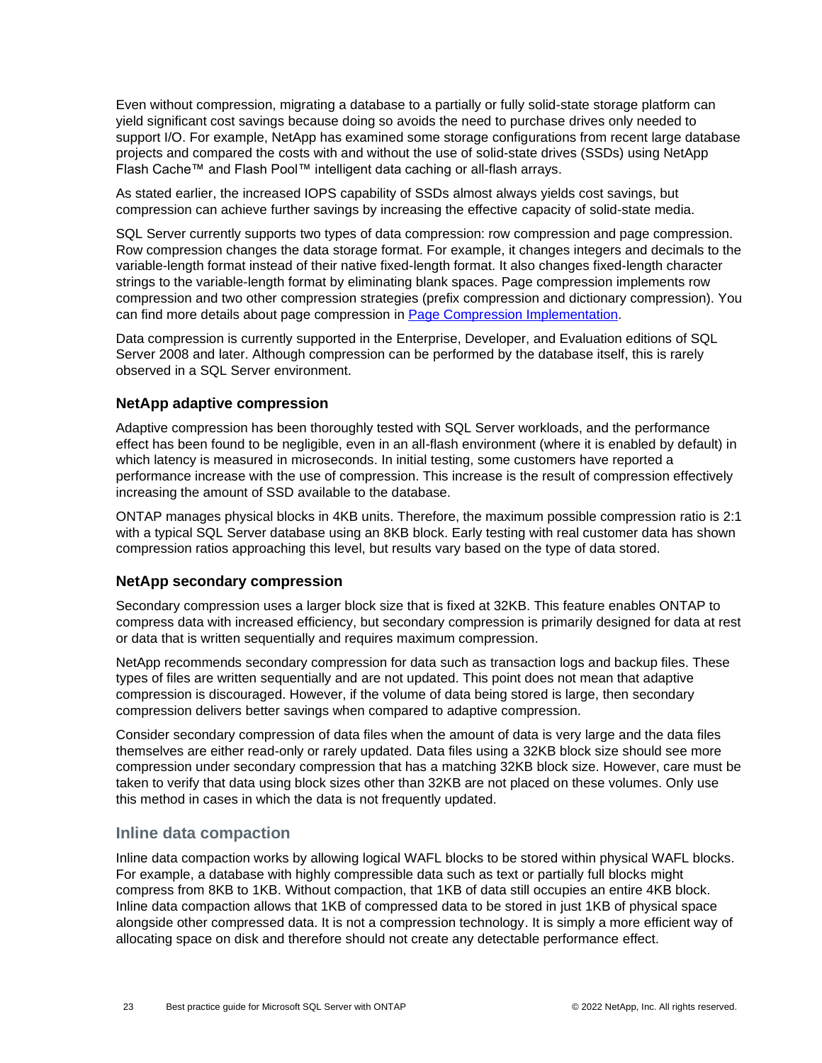Even without compression, migrating a database to a partially or fully solid-state storage platform can yield significant cost savings because doing so avoids the need to purchase drives only needed to support I/O. For example, NetApp has examined some storage configurations from recent large database projects and compared the costs with and without the use of solid-state drives (SSDs) using NetApp Flash Cache™ and Flash Pool™ intelligent data caching or all-flash arrays.

As stated earlier, the increased IOPS capability of SSDs almost always yields cost savings, but compression can achieve further savings by increasing the effective capacity of solid-state media.

SQL Server currently supports two types of data compression: row compression and page compression. Row compression changes the data storage format. For example, it changes integers and decimals to the variable-length format instead of their native fixed-length format. It also changes fixed-length character strings to the variable-length format by eliminating blank spaces. Page compression implements row compression and two other compression strategies (prefix compression and dictionary compression). You can find more details about page compression in [Page Compression Implementation](#).

Data compression is currently supported in the Enterprise, Developer, and Evaluation editions of SQL Server 2008 and later. Although compression can be performed by the database itself, this is rarely observed in a SQL Server environment.

#### NetApp adaptive compression

Adaptive compression has been thoroughly tested with SQL Server workloads, and the performance effect has been found to be negligible, even in an all-flash environment (where it is enabled by default) in which latency is measured in microseconds. In initial testing, some customers have reported a performance increase with the use of compression. This increase is the result of compression effectively increasing the amount of SSD available to the database.

ONTAP manages physical blocks in 4KB units. Therefore, the maximum possible compression ratio is 2:1 with a typical SQL Server database using an 8KB block. Early testing with real customer data has shown compression ratios approaching this level, but results vary based on the type of data stored.

#### NetApp secondary compression

Secondary compression uses a larger block size that is fixed at 32KB. This feature enables ONTAP to compress data with increased efficiency, but secondary compression is primarily designed for data at rest or data that is written sequentially and requires maximum compression.

NetApp recommends secondary compression for data such as transaction logs and backup files. These types of files are written sequentially and are not updated. This point does not mean that adaptive compression is discouraged. However, if the volume of data being stored is large, then secondary compression delivers better savings when compared to adaptive compression.

Consider secondary compression of data files when the amount of data is very large and the data files themselves are either read-only or rarely updated. Data files using a 32KB block size should see more compression under secondary compression that has a matching 32KB block size. However, care must be taken to verify that data using block sizes other than 32KB are not placed on these volumes. Only use this method in cases in which the data is not frequently updated.

### Inline data compaction

Inline data compaction works by allowing logical WAFL blocks to be stored within physical WAFL blocks. For example, a database with highly compressible data such as text or partially full blocks might compress from 8KB to 1KB. Without compaction, that 1KB of data still occupies an entire 4KB block. Inline data compaction allows that 1KB of compressed data to be stored in just 1KB of physical space alongside other compressed data. It is not a compression technology. It is simply a more efficient way of allocating space on disk and therefore should not create any detectable performance effect.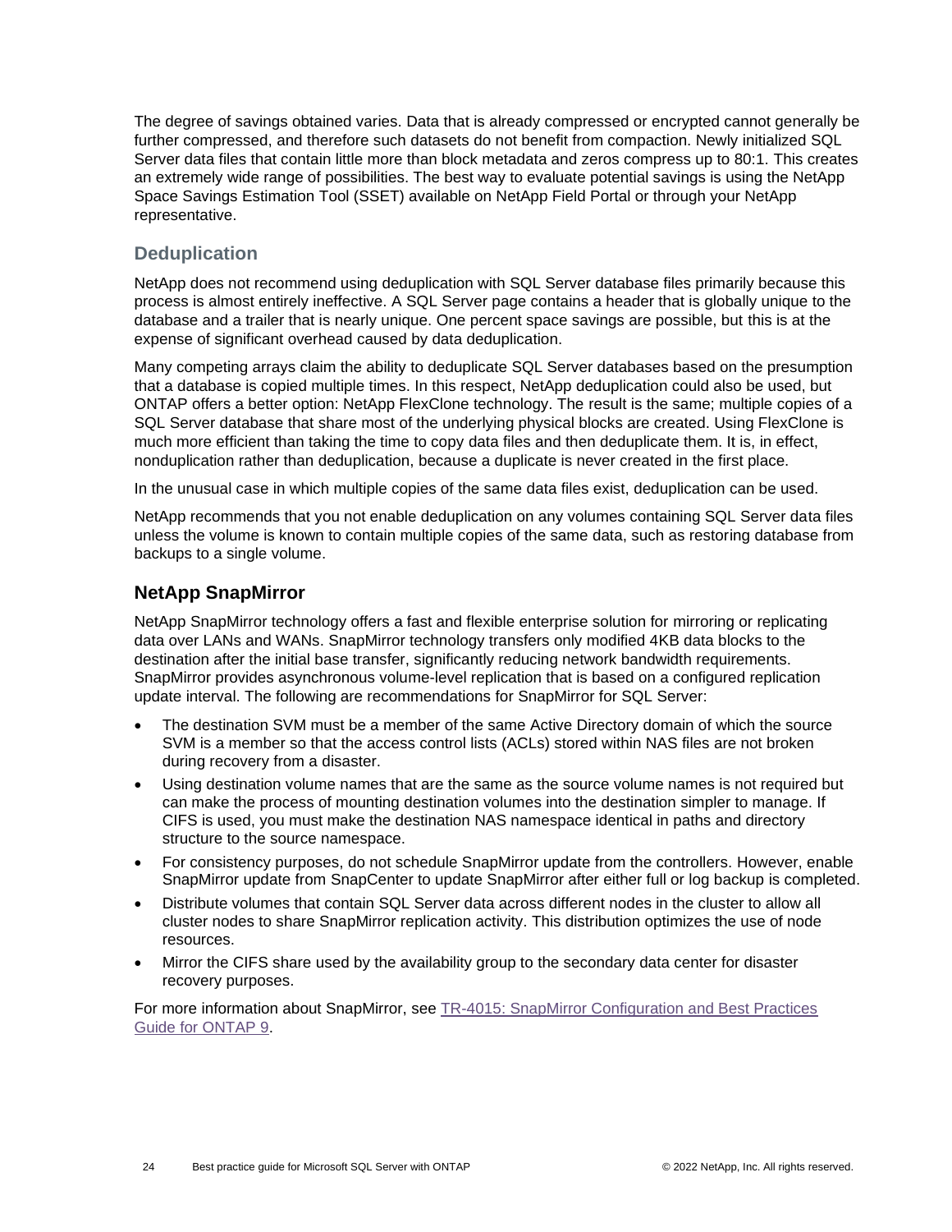The degree of savings obtained varies. Data that is already compressed or encrypted cannot generally be further compressed, and therefore such datasets do not benefit from compaction. Newly initialized SQL Server data files that contain little more than block metadata and zeros compress up to 80:1. This creates an extremely wide range of possibilities. The best way to evaluate potential savings is using the NetApp Space Savings Estimation Tool (SSET) available on NetApp Field Portal or through your NetApp representative.

### Deduplication

NetApp does not recommend using deduplication with SQL Server database files primarily because this process is almost entirely ineffective. A SQL Server page contains a header that is globally unique to the database and a trailer that is nearly unique. One percent space savings are possible, but this is at the expense of significant overhead caused by data deduplication.

Many competing arrays claim the ability to deduplicate SQL Server databases based on the presumption that a database is copied multiple times. In this respect, NetApp deduplication could also be used, but ONTAP offers a better option: NetApp FlexClone technology. The result is the same; multiple copies of a SQL Server database that share most of the underlying physical blocks are created. Using FlexClone is much more efficient than taking the time to copy data files and then deduplicate them. It is, in effect, nonduplication rather than deduplication, because a duplicate is never created in the first place.

In the unusual case in which multiple copies of the same data files exist, deduplication can be used.

NetApp recommends that you not enable deduplication on any volumes containing SQL Server data files unless the volume is known to contain multiple copies of the same data, such as restoring database from backups to a single volume.

## NetApp SnapMirror

NetApp SnapMirror technology offers a fast and flexible enterprise solution for mirroring or replicating data over LANs and WANs. SnapMirror technology transfers only modified 4KB data blocks to the destination after the initial base transfer, significantly reducing network bandwidth requirements. SnapMirror provides asynchronous volume-level replication that is based on a configured replication update interval. The following are recommendations for SnapMirror for SQL Server:

- The destination SVM must be a member of the same Active Directory domain of which the source SVM is a member so that the access control lists (ACLs) stored within NAS files are not broken during recovery from a disaster.
- Using destination volume names that are the same as the source volume names is not required but can make the process of mounting destination volumes into the destination simpler to manage. If CIFS is used, you must make the destination NAS namespace identical in paths and directory structure to the source namespace.
- For consistency purposes, do not schedule SnapMirror update from the controllers. However, enable SnapMirror update from SnapCenter to update SnapMirror after either full or log backup is completed.
- Distribute volumes that contain SQL Server data across different nodes in the cluster to allow all cluster nodes to share SnapMirror replication activity. This distribution optimizes the use of node resources.
- Mirror the CIFS share used by the availability group to the secondary data center for disaster recovery purposes.

For more information about SnapMirror, see [TR-4015: SnapMirror Configuration and Best Practices Guide for ONTAP 9](TR-4015: SnapMirror Configuration and Best Practices Guide for ONTAP 9).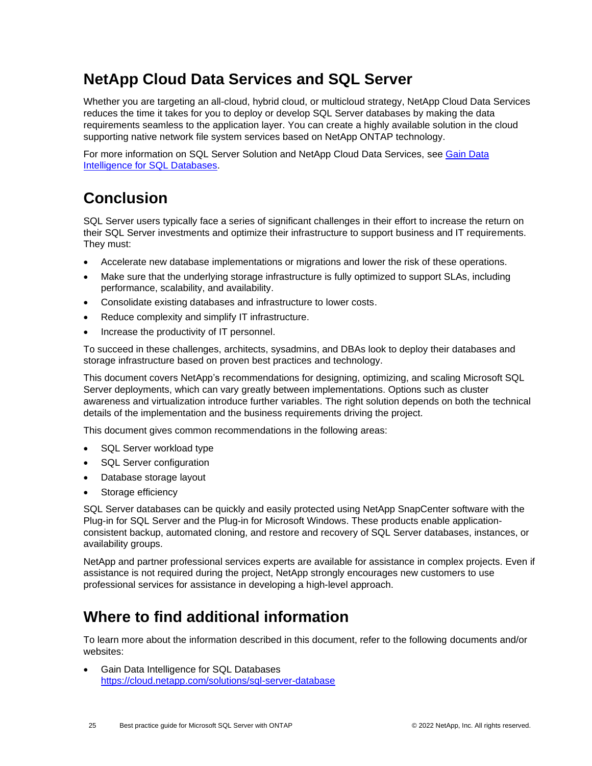## NetApp Cloud Data Services and SQL Server

Whether you are targeting an all-cloud, hybrid cloud, or multicloud strategy, NetApp Cloud Data Services reduces the time it takes for you to deploy or develop SQL Server databases by making the data requirements seamless to the application layer. You can create a highly available solution in the cloud supporting native network file system services based on NetApp ONTAP technology.

For more information on SQL Server Solution and NetApp Cloud Data Services, see [Gain Data Intelligence for SQL Databases](https://cloud.netapp.com/solutions/sql-server-database).

## Conclusion

SQL Server users typically face a series of significant challenges in their effort to increase the return on their SQL Server investments and optimize their infrastructure to support business and IT requirements. They must:

- Accelerate new database implementations or migrations and lower the risk of these operations.
- Make sure that the underlying storage infrastructure is fully optimized to support SLAs, including performance, scalability, and availability.
- Consolidate existing databases and infrastructure to lower costs.
- Reduce complexity and simplify IT infrastructure.
- Increase the productivity of IT personnel.

To succeed in these challenges, architects, sysadmins, and DBAs look to deploy their databases and storage infrastructure based on proven best practices and technology.

This document covers NetApp's recommendations for designing, optimizing, and scaling Microsoft SQL Server deployments, which can vary greatly between implementations. Options such as cluster awareness and virtualization introduce further variables. The right solution depends on both the technical details of the implementation and the business requirements driving the project.

This document gives common recommendations in the following areas:

- SQL Server workload type
- SQL Server configuration
- Database storage layout
- Storage efficiency

SQL Server databases can be quickly and easily protected using NetApp SnapCenter software with the Plug-in for SQL Server and the Plug-in for Microsoft Windows. These products enable application-consistent backup, automated cloning, and restore and recovery of SQL Server databases, instances, or availability groups.

NetApp and partner professional services experts are available for assistance in complex projects. Even if assistance is not required during the project, NetApp strongly encourages new customers to use professional services for assistance in developing a high-level approach.

## Where to find additional information

To learn more about the information described in this document, refer to the following documents and/or websites:

- Gain Data Intelligence for SQL Databases
  https://cloud.netapp.com/solutions/sql-server-database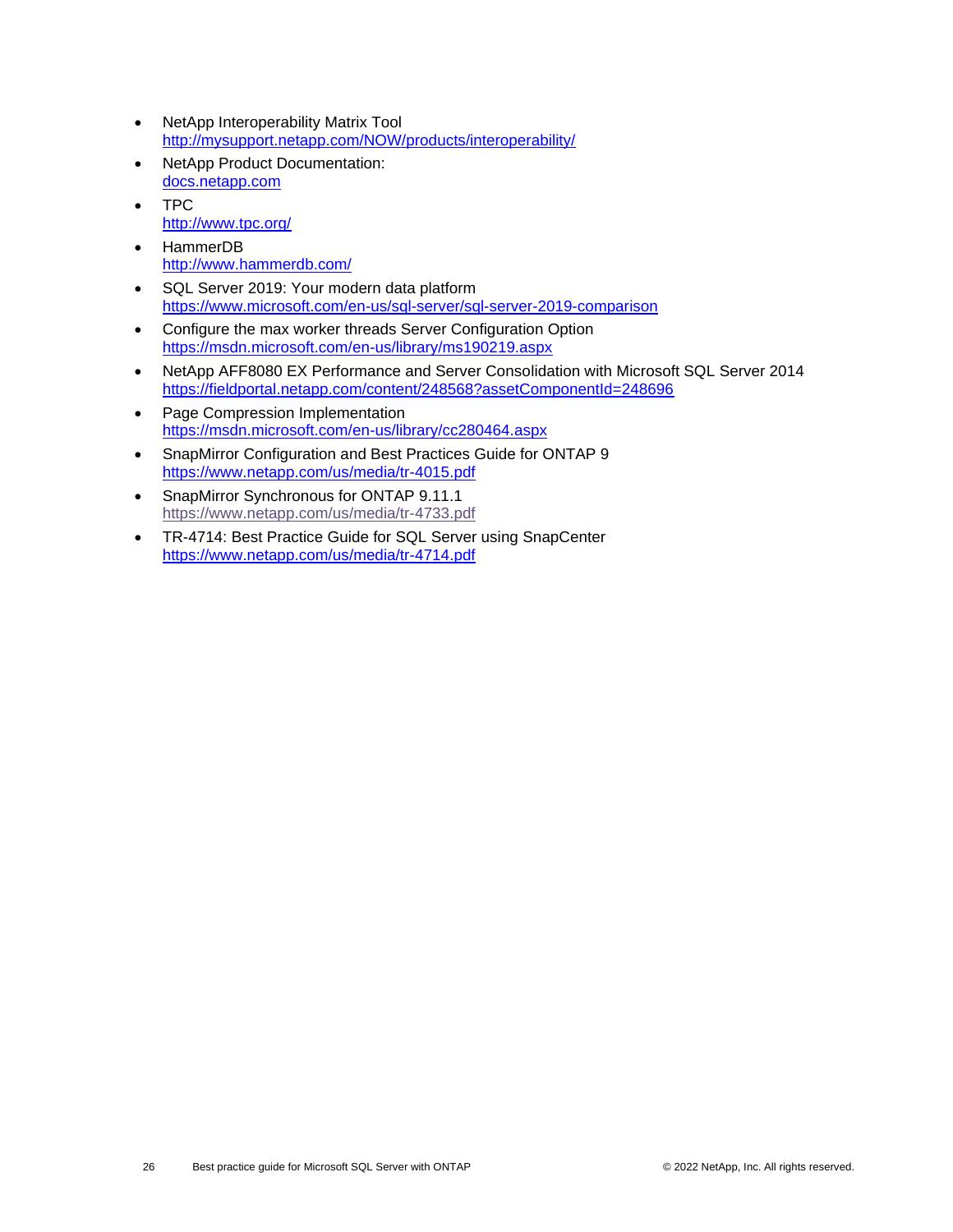- NetApp Interoperability Matrix Tool
  http://mysupport.netapp.com/NOW/products/interoperability/
- NetApp Product Documentation:
  docs.netapp.com
- TPC
  http://www.tpc.org/
- HammerDB
  http://www.hammerdb.com/
- SQL Server 2019: Your modern data platform
  https://www.microsoft.com/en-us/sql-server/sql-server-2019-comparison
- Configure the max worker threads Server Configuration Option
  https://msdn.microsoft.com/en-us/library/ms190219.aspx
- NetApp AFF8080 EX Performance and Server Consolidation with Microsoft SQL Server 2014
  https://fieldportal.netapp.com/content/248568?assetComponentId=248696
- Page Compression Implementation
  https://msdn.microsoft.com/en-us/library/cc280464.aspx
- SnapMirror Configuration and Best Practices Guide for ONTAP 9
  https://www.netapp.com/us/media/tr-4015.pdf
- SnapMirror Synchronous for ONTAP 9.11.1
  https://www.netapp.com/us/media/tr-4733.pdf
- TR-4714: Best Practice Guide for SQL Server using SnapCenter
  https://www.netapp.com/us/media/tr-4714.pdf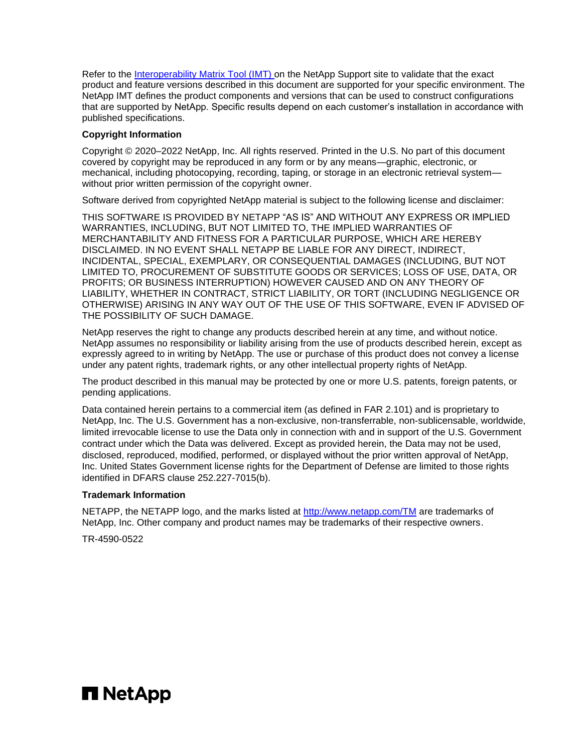Refer to the [Interoperability Matrix Tool (IMT)](#) on the NetApp Support site to validate that the exact product and feature versions described in this document are supported for your specific environment. The NetApp IMT defines the product components and versions that can be used to construct configurations that are supported by NetApp. Specific results depend on each customer's installation in accordance with published specifications.

**Copyright Information**

Copyright © 2020–2022 NetApp, Inc. All rights reserved. Printed in the U.S. No part of this document covered by copyright may be reproduced in any form or by any means—graphic, electronic, or mechanical, including photocopying, recording, taping, or storage in an electronic retrieval system—without prior written permission of the copyright owner.

Software derived from copyrighted NetApp material is subject to the following license and disclaimer:

THIS SOFTWARE IS PROVIDED BY NETAPP "AS IS" AND WITHOUT ANY EXPRESS OR IMPLIED WARRANTIES, INCLUDING, BUT NOT LIMITED TO, THE IMPLIED WARRANTIES OF MERCHANTABILITY AND FITNESS FOR A PARTICULAR PURPOSE, WHICH ARE HEREBY DISCLAIMED. IN NO EVENT SHALL NETAPP BE LIABLE FOR ANY DIRECT, INDIRECT, INCIDENTAL, SPECIAL, EXEMPLARY, OR CONSEQUENTIAL DAMAGES (INCLUDING, BUT NOT LIMITED TO, PROCUREMENT OF SUBSTITUTE GOODS OR SERVICES; LOSS OF USE, DATA, OR PROFITS; OR BUSINESS INTERRUPTION) HOWEVER CAUSED AND ON ANY THEORY OF LIABILITY, WHETHER IN CONTRACT, STRICT LIABILITY, OR TORT (INCLUDING NEGLIGENCE OR OTHERWISE) ARISING IN ANY WAY OUT OF THE USE OF THIS SOFTWARE, EVEN IF ADVISED OF THE POSSIBILITY OF SUCH DAMAGE.

NetApp reserves the right to change any products described herein at any time, and without notice. NetApp assumes no responsibility or liability arising from the use of products described herein, except as expressly agreed to in writing by NetApp. The use or purchase of this product does not convey a license under any patent rights, trademark rights, or any other intellectual property rights of NetApp.

The product described in this manual may be protected by one or more U.S. patents, foreign patents, or pending applications.

Data contained herein pertains to a commercial item (as defined in FAR 2.101) and is proprietary to NetApp, Inc. The U.S. Government has a non-exclusive, non-transferrable, non-sublicensable, worldwide, limited irrevocable license to use the Data only in connection with and in support of the U.S. Government contract under which the Data was delivered. Except as provided herein, the Data may not be used, disclosed, reproduced, modified, performed, or displayed without the prior written approval of NetApp, Inc. United States Government license rights for the Department of Defense are limited to those rights identified in DFARS clause 252.227-7015(b).

**Trademark Information**

NETAPP, the NETAPP logo, and the marks listed at [http://www.netapp.com/TM](http://www.netapp.com/TM) are trademarks of NetApp, Inc. Other company and product names may be trademarks of their respective owners.

TR-4590-0522

NetApp